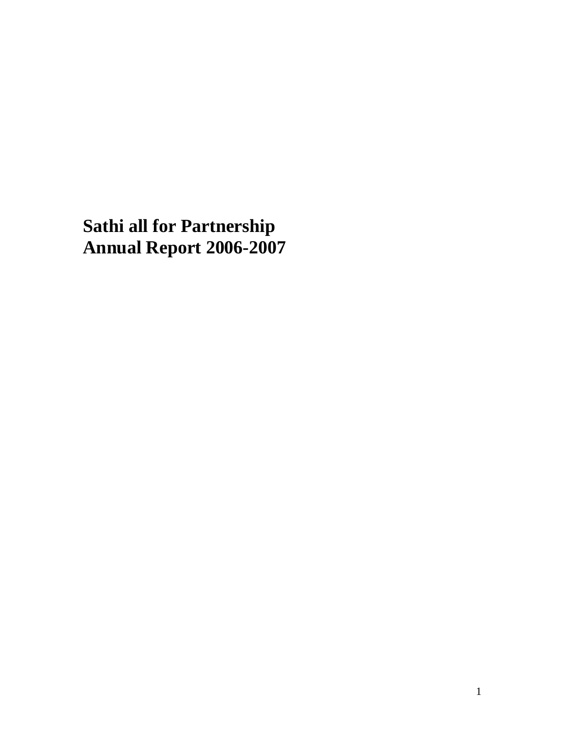# Sathi all for Partnership
# Annual Report 2006-2007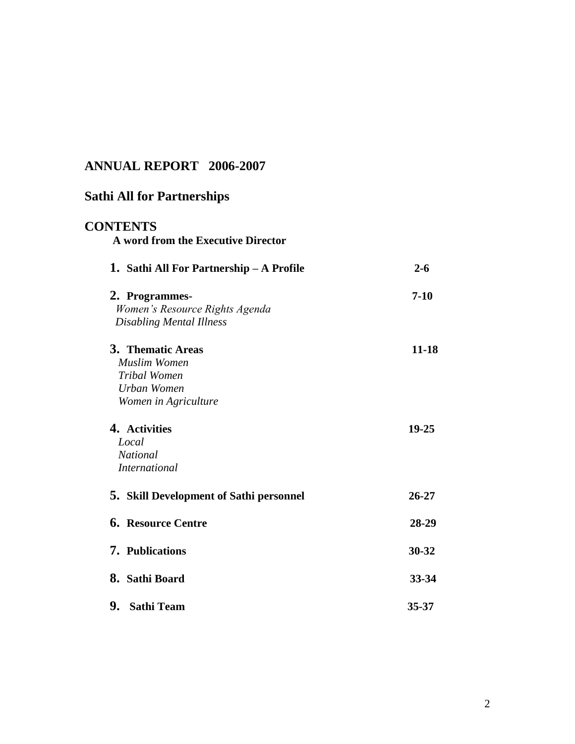# ANNUAL REPORT 2006-2007

## Sathi All for Partnerships

## CONTENTS

**A word from the Executive Director**

| | |
|---|---|
| **1. Sathi All For Partnership – A Profile** | **2-6** |
| **2. Programmes-** <br> *Women's Resource Rights Agenda* <br> *Disabling Mental Illness* | **7-10** |
| **3. Thematic Areas** <br> *Muslim Women* <br> *Tribal Women* <br> *Urban Women* <br> *Women in Agriculture* | **11-18** |
| **4. Activities** <br> *Local* <br> *National* <br> *International* | **19-25** |
| **5. Skill Development of Sathi personnel** | **26-27** |
| **6. Resource Centre** | **28-29** |
| **7. Publications** | **30-32** |
| **8. Sathi Board** | **33-34** |
| **9. Sathi Team** | **35-37** |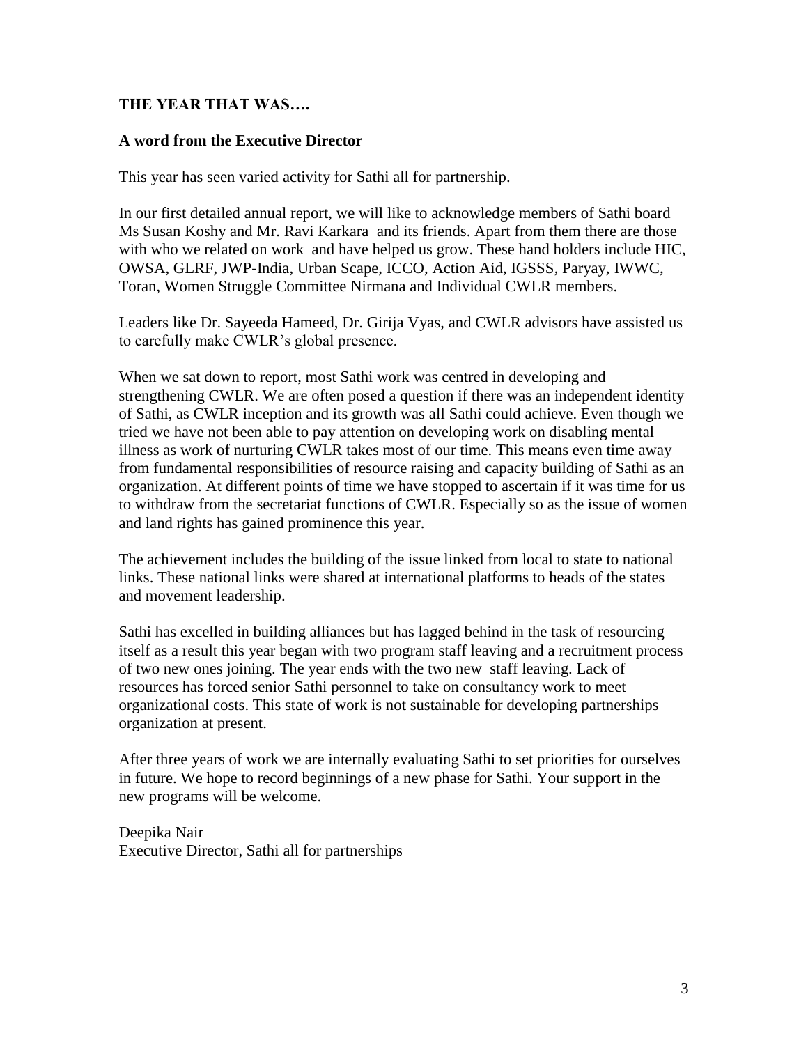## THE YEAR THAT WAS….

### A word from the Executive Director

This year has seen varied activity for Sathi all for partnership.

In our first detailed annual report, we will like to acknowledge members of Sathi board Ms Susan Koshy and Mr. Ravi Karkara and its friends. Apart from them there are those with who we related on work and have helped us grow. These hand holders include HIC, OWSA, GLRF, JWP-India, Urban Scape, ICCO, Action Aid, IGSSS, Paryay, IWWC, Toran, Women Struggle Committee Nirmana and Individual CWLR members.

Leaders like Dr. Sayeeda Hameed, Dr. Girija Vyas, and CWLR advisors have assisted us to carefully make CWLR's global presence.

When we sat down to report, most Sathi work was centred in developing and strengthening CWLR. We are often posed a question if there was an independent identity of Sathi, as CWLR inception and its growth was all Sathi could achieve. Even though we tried we have not been able to pay attention on developing work on disabling mental illness as work of nurturing CWLR takes most of our time. This means even time away from fundamental responsibilities of resource raising and capacity building of Sathi as an organization. At different points of time we have stopped to ascertain if it was time for us to withdraw from the secretariat functions of CWLR. Especially so as the issue of women and land rights has gained prominence this year.

The achievement includes the building of the issue linked from local to state to national links. These national links were shared at international platforms to heads of the states and movement leadership.

Sathi has excelled in building alliances but has lagged behind in the task of resourcing itself as a result this year began with two program staff leaving and a recruitment process of two new ones joining. The year ends with the two new staff leaving. Lack of resources has forced senior Sathi personnel to take on consultancy work to meet organizational costs. This state of work is not sustainable for developing partnerships organization at present.

After three years of work we are internally evaluating Sathi to set priorities for ourselves in future. We hope to record beginnings of a new phase for Sathi. Your support in the new programs will be welcome.

Deepika Nair
Executive Director, Sathi all for partnerships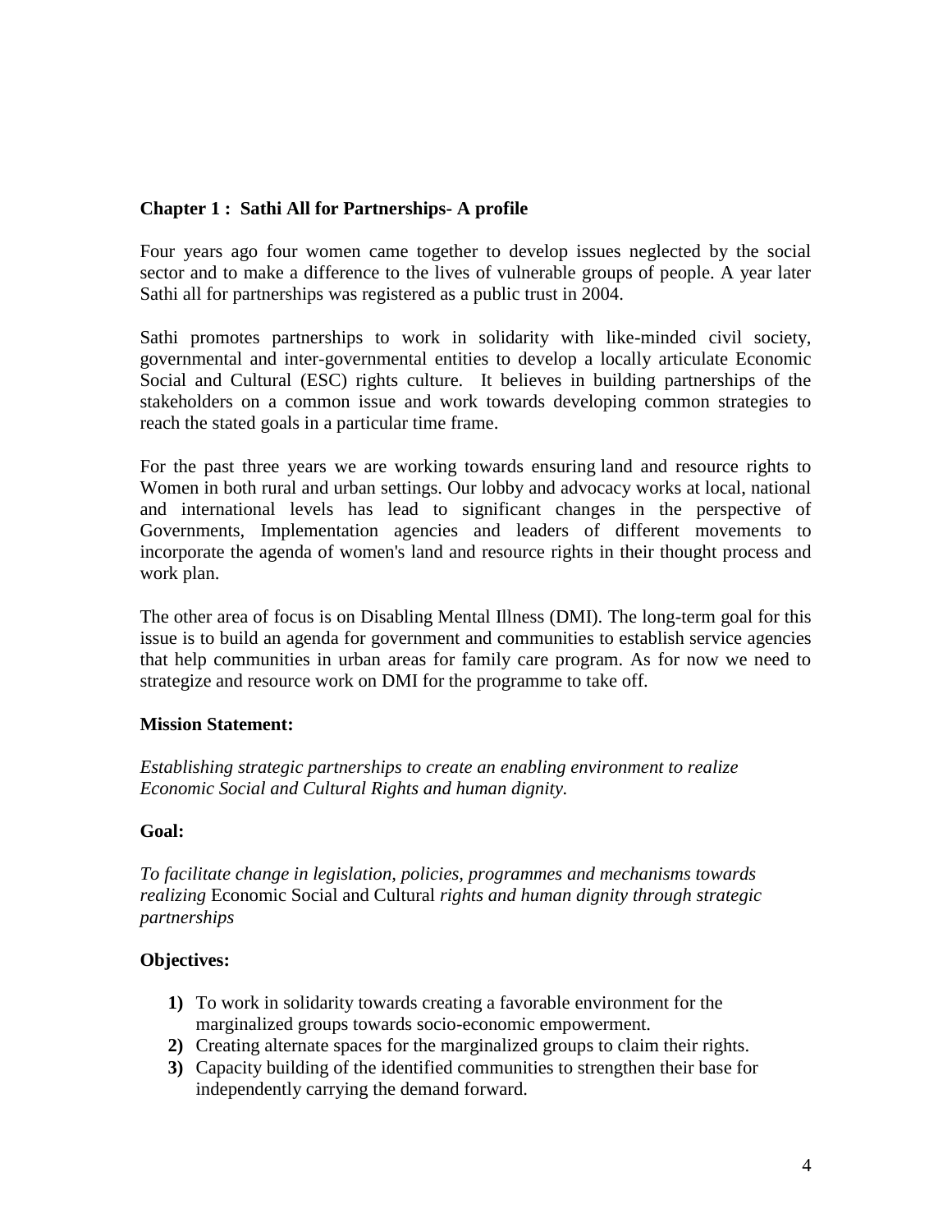## Chapter 1 : Sathi All for Partnerships- A profile

Four years ago four women came together to develop issues neglected by the social sector and to make a difference to the lives of vulnerable groups of people. A year later Sathi all for partnerships was registered as a public trust in 2004.

Sathi promotes partnerships to work in solidarity with like-minded civil society, governmental and inter-governmental entities to develop a locally articulate Economic Social and Cultural (ESC) rights culture. It believes in building partnerships of the stakeholders on a common issue and work towards developing common strategies to reach the stated goals in a particular time frame.

For the past three years we are working towards ensuring land and resource rights to Women in both rural and urban settings. Our lobby and advocacy works at local, national and international levels has lead to significant changes in the perspective of Governments, Implementation agencies and leaders of different movements to incorporate the agenda of women's land and resource rights in their thought process and work plan.

The other area of focus is on Disabling Mental Illness (DMI). The long-term goal for this issue is to build an agenda for government and communities to establish service agencies that help communities in urban areas for family care program. As for now we need to strategize and resource work on DMI for the programme to take off.

**Mission Statement:**

*Establishing strategic partnerships to create an enabling environment to realize Economic Social and Cultural Rights and human dignity.*

**Goal:**

*To facilitate change in legislation, policies, programmes and mechanisms towards realizing* Economic Social and Cultural *rights and human dignity through strategic partnerships*

**Objectives:**

1) To work in solidarity towards creating a favorable environment for the marginalized groups towards socio-economic empowerment.
2) Creating alternate spaces for the marginalized groups to claim their rights.
3) Capacity building of the identified communities to strengthen their base for independently carrying the demand forward.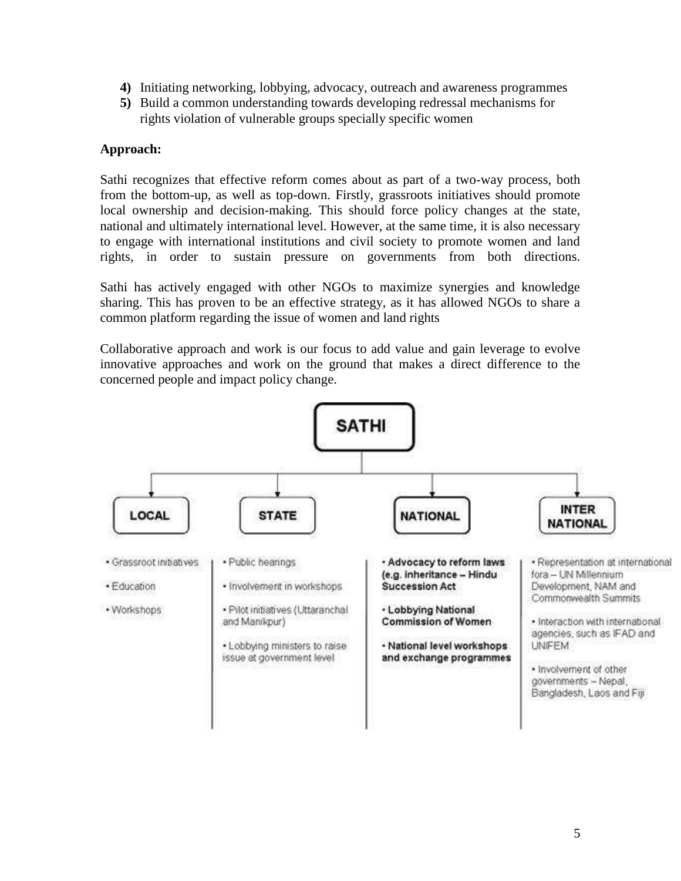4) Initiating networking, lobbying, advocacy, outreach and awareness programmes
5) Build a common understanding towards developing redressal mechanisms for rights violation of vulnerable groups specially specific women

**Approach:**

Sathi recognizes that effective reform comes about as part of a two-way process, both from the bottom-up, as well as top-down. Firstly, grassroots initiatives should promote local ownership and decision-making. This should force policy changes at the state, national and ultimately international level. However, at the same time, it is also necessary to engage with international institutions and civil society to promote women and land rights, in order to sustain pressure on governments from both directions.

Sathi has actively engaged with other NGOs to maximize synergies and knowledge sharing. This has proven to be an effective strategy, as it has allowed NGOs to share a common platform regarding the issue of women and land rights

Collaborative approach and work is our focus to add value and gain leverage to evolve innovative approaches and work on the ground that makes a direct difference to the concerned people and impact policy change.

**SATHI**

| LOCAL | STATE | NATIONAL | INTER NATIONAL |
|---|---|---|---|
| • Grassroot initiatives<br>• Education<br>• Workshops | • Public hearings<br>• Involvement in workshops<br>• Pilot initiatives (Uttaranchal and Manikpur)<br>• Lobbying ministers to raise issue at government level | • **Advocacy to reform laws (e.g. inheritance – Hindu Succession Act**<br>• **Lobbying National Commission of Women**<br>• **National level workshops and exchange programmes** | • Representation at international fora – UN Millennium Development, NAM and Commonwealth Summits<br>• Interaction with international agencies, such as IFAD and UNIFEM<br>• Involvement of other governments – Nepal, Bangladesh, Laos and Fiji |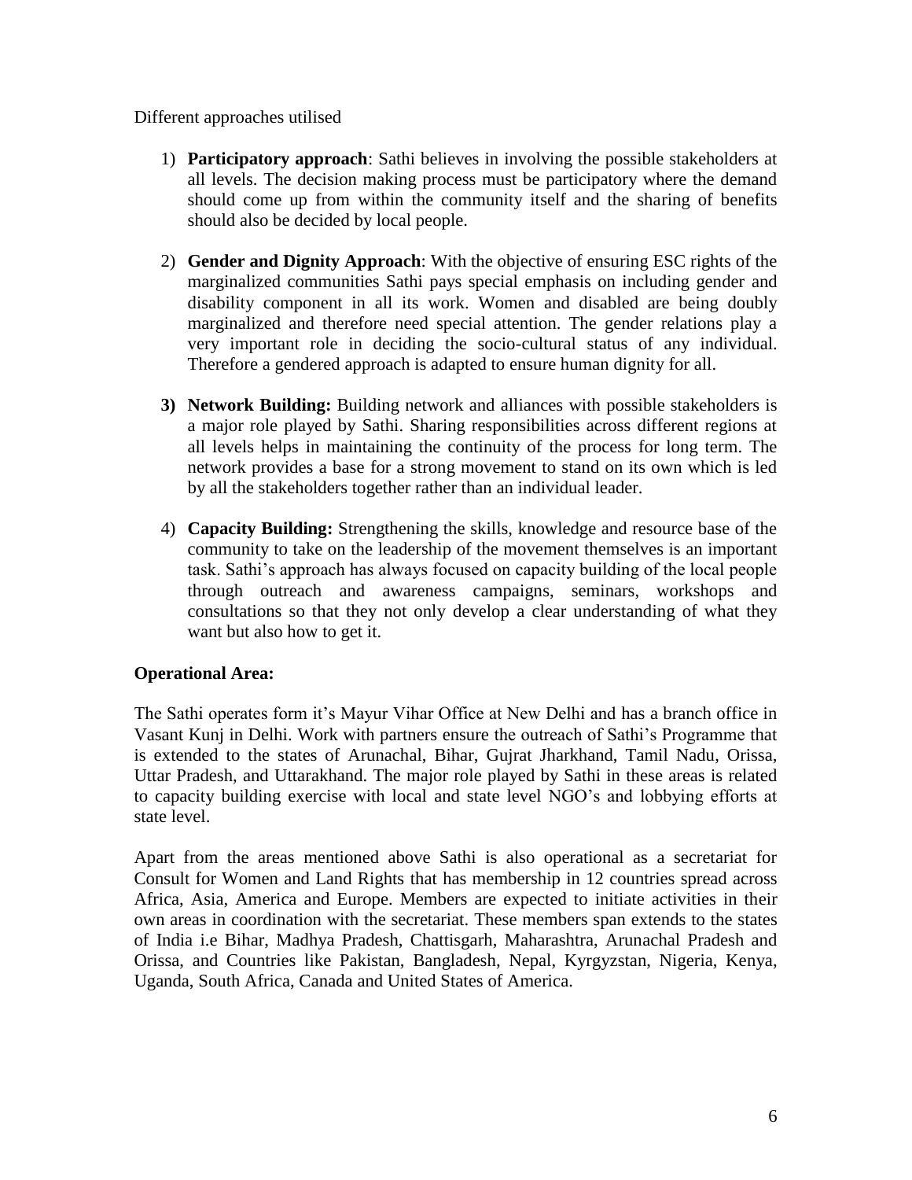Different approaches utilised

1) **Participatory approach**: Sathi believes in involving the possible stakeholders at all levels. The decision making process must be participatory where the demand should come up from within the community itself and the sharing of benefits should also be decided by local people.

2) **Gender and Dignity Approach**: With the objective of ensuring ESC rights of the marginalized communities Sathi pays special emphasis on including gender and disability component in all its work. Women and disabled are being doubly marginalized and therefore need special attention. The gender relations play a very important role in deciding the socio-cultural status of any individual. Therefore a gendered approach is adapted to ensure human dignity for all.

3) **Network Building:** Building network and alliances with possible stakeholders is a major role played by Sathi. Sharing responsibilities across different regions at all levels helps in maintaining the continuity of the process for long term. The network provides a base for a strong movement to stand on its own which is led by all the stakeholders together rather than an individual leader.

4) **Capacity Building:** Strengthening the skills, knowledge and resource base of the community to take on the leadership of the movement themselves is an important task. Sathi's approach has always focused on capacity building of the local people through outreach and awareness campaigns, seminars, workshops and consultations so that they not only develop a clear understanding of what they want but also how to get it.

**Operational Area:**

The Sathi operates form it's Mayur Vihar Office at New Delhi and has a branch office in Vasant Kunj in Delhi. Work with partners ensure the outreach of Sathi's Programme that is extended to the states of Arunachal, Bihar, Gujrat Jharkhand, Tamil Nadu, Orissa, Uttar Pradesh, and Uttarakhand. The major role played by Sathi in these areas is related to capacity building exercise with local and state level NGO's and lobbying efforts at state level.

Apart from the areas mentioned above Sathi is also operational as a secretariat for Consult for Women and Land Rights that has membership in 12 countries spread across Africa, Asia, America and Europe. Members are expected to initiate activities in their own areas in coordination with the secretariat. These members span extends to the states of India i.e Bihar, Madhya Pradesh, Chattisgarh, Maharashtra, Arunachal Pradesh and Orissa, and Countries like Pakistan, Bangladesh, Nepal, Kyrgyzstan, Nigeria, Kenya, Uganda, South Africa, Canada and United States of America.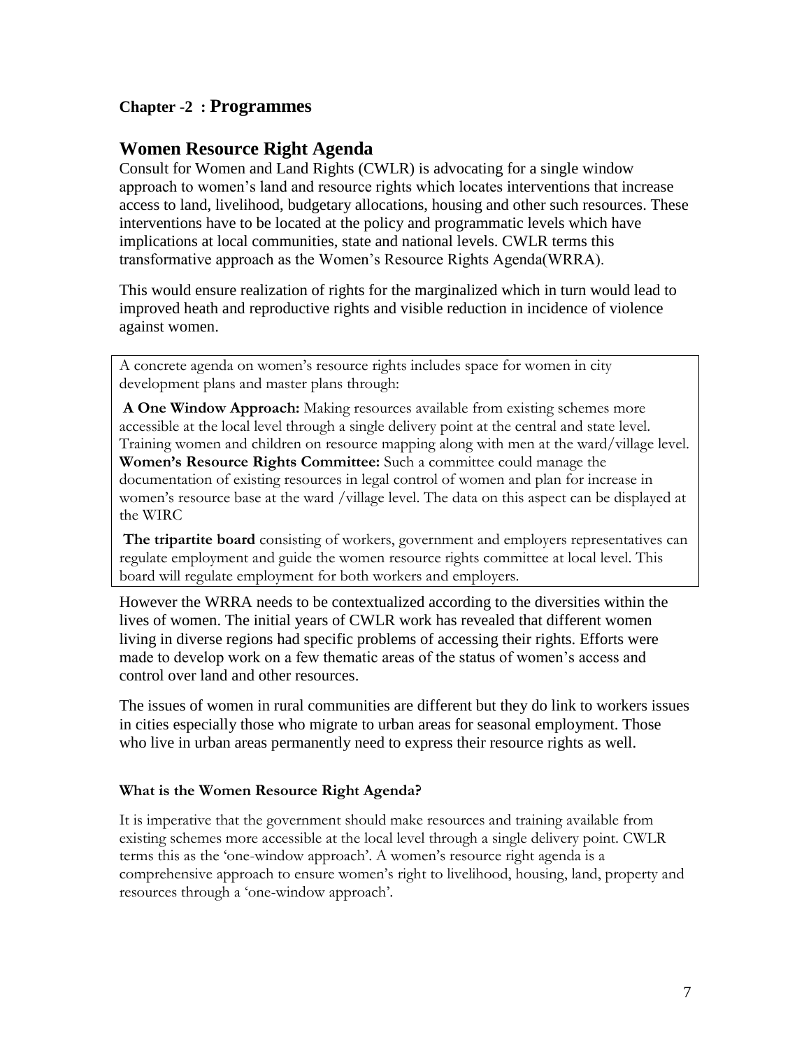## Chapter -2 : Programmes

# Women Resource Right Agenda

Consult for Women and Land Rights (CWLR) is advocating for a single window approach to women's land and resource rights which locates interventions that increase access to land, livelihood, budgetary allocations, housing and other such resources. These interventions have to be located at the policy and programmatic levels which have implications at local communities, state and national levels. CWLR terms this transformative approach as the Women's Resource Rights Agenda(WRRA).

This would ensure realization of rights for the marginalized which in turn would lead to improved heath and reproductive rights and visible reduction in incidence of violence against women.

> A concrete agenda on women's resource rights includes space for women in city development plans and master plans through:
>
> **A One Window Approach:** Making resources available from existing schemes more accessible at the local level through a single delivery point at the central and state level. Training women and children on resource mapping along with men at the ward/village level.
> **Women's Resource Rights Committee:** Such a committee could manage the documentation of existing resources in legal control of women and plan for increase in women's resource base at the ward /village level. The data on this aspect can be displayed at the WIRC
>
> **The tripartite board** consisting of workers, government and employers representatives can regulate employment and guide the women resource rights committee at local level. This board will regulate employment for both workers and employers.

However the WRRA needs to be contextualized according to the diversities within the lives of women. The initial years of CWLR work has revealed that different women living in diverse regions had specific problems of accessing their rights. Efforts were made to develop work on a few thematic areas of the status of women's access and control over land and other resources.

The issues of women in rural communities are different but they do link to workers issues in cities especially those who migrate to urban areas for seasonal employment. Those who live in urban areas permanently need to express their resource rights as well.

### What is the Women Resource Right Agenda?

It is imperative that the government should make resources and training available from existing schemes more accessible at the local level through a single delivery point. CWLR terms this as the 'one-window approach'. A women's resource right agenda is a comprehensive approach to ensure women's right to livelihood, housing, land, property and resources through a 'one-window approach'.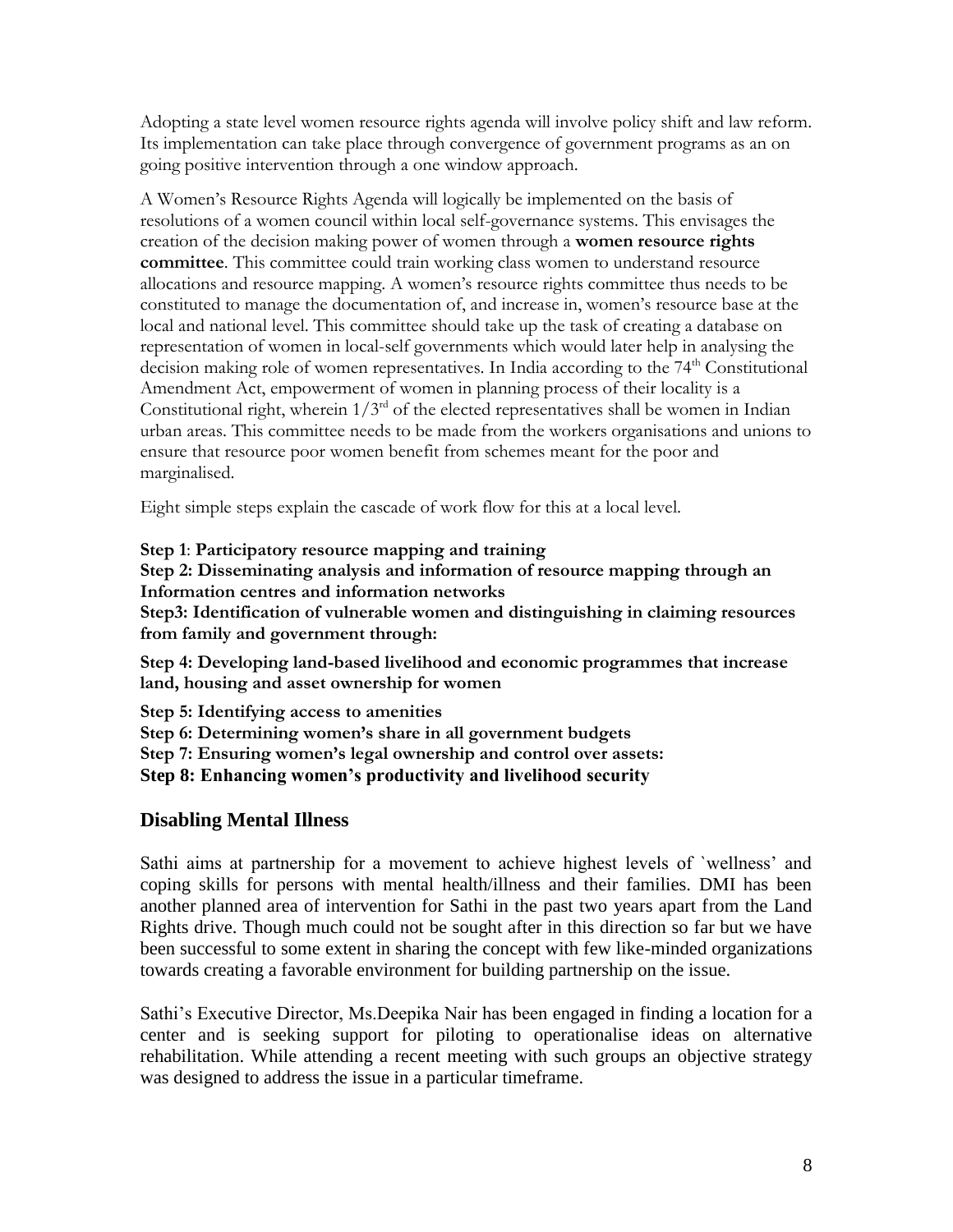Adopting a state level women resource rights agenda will involve policy shift and law reform. Its implementation can take place through convergence of government programs as an on going positive intervention through a one window approach.

A Women's Resource Rights Agenda will logically be implemented on the basis of resolutions of a women council within local self-governance systems. This envisages the creation of the decision making power of women through a **women resource rights committee**. This committee could train working class women to understand resource allocations and resource mapping. A women's resource rights committee thus needs to be constituted to manage the documentation of, and increase in, women's resource base at the local and national level. This committee should take up the task of creating a database on representation of women in local-self governments which would later help in analysing the decision making role of women representatives. In India according to the 74th Constitutional Amendment Act, empowerment of women in planning process of their locality is a Constitutional right, wherein 1/3rd of the elected representatives shall be women in Indian urban areas. This committee needs to be made from the workers organisations and unions to ensure that resource poor women benefit from schemes meant for the poor and marginalised.

Eight simple steps explain the cascade of work flow for this at a local level.

**Step 1**: **Participatory resource mapping and training**
**Step 2: Disseminating analysis and information of resource mapping through an Information centres and information networks**
**Step3: Identification of vulnerable women and distinguishing in claiming resources from family and government through:**

**Step 4: Developing land-based livelihood and economic programmes that increase land, housing and asset ownership for women**

**Step 5: Identifying access to amenities**
**Step 6: Determining women's share in all government budgets**
**Step 7: Ensuring women's legal ownership and control over assets:**
**Step 8: Enhancing women's productivity and livelihood security**

## Disabling Mental Illness

Sathi aims at partnership for a movement to achieve highest levels of `wellness' and coping skills for persons with mental health/illness and their families. DMI has been another planned area of intervention for Sathi in the past two years apart from the Land Rights drive. Though much could not be sought after in this direction so far but we have been successful to some extent in sharing the concept with few like-minded organizations towards creating a favorable environment for building partnership on the issue.

Sathi's Executive Director, Ms.Deepika Nair has been engaged in finding a location for a center and is seeking support for piloting to operationalise ideas on alternative rehabilitation. While attending a recent meeting with such groups an objective strategy was designed to address the issue in a particular timeframe.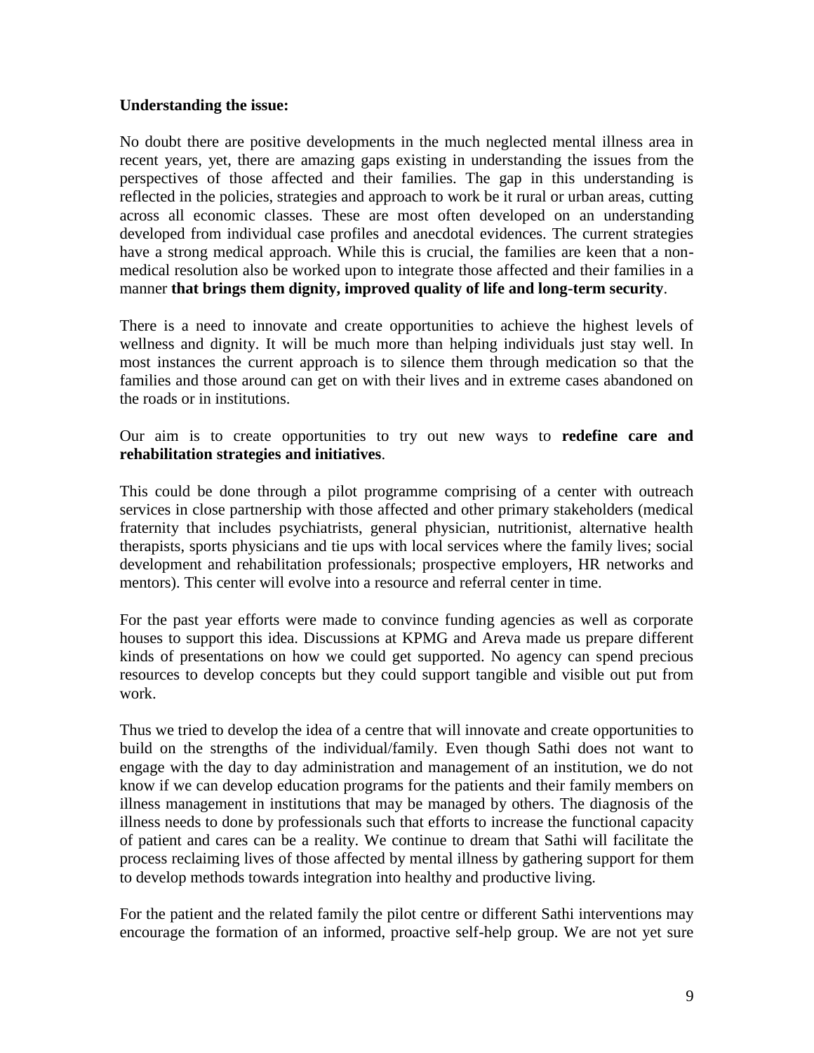**Understanding the issue:**

No doubt there are positive developments in the much neglected mental illness area in recent years, yet, there are amazing gaps existing in understanding the issues from the perspectives of those affected and their families. The gap in this understanding is reflected in the policies, strategies and approach to work be it rural or urban areas, cutting across all economic classes. These are most often developed on an understanding developed from individual case profiles and anecdotal evidences. The current strategies have a strong medical approach. While this is crucial, the families are keen that a non-medical resolution also be worked upon to integrate those affected and their families in a manner **that brings them dignity, improved quality of life and long-term security**.

There is a need to innovate and create opportunities to achieve the highest levels of wellness and dignity. It will be much more than helping individuals just stay well. In most instances the current approach is to silence them through medication so that the families and those around can get on with their lives and in extreme cases abandoned on the roads or in institutions.

Our aim is to create opportunities to try out new ways to **redefine care and rehabilitation strategies and initiatives**.

This could be done through a pilot programme comprising of a center with outreach services in close partnership with those affected and other primary stakeholders (medical fraternity that includes psychiatrists, general physician, nutritionist, alternative health therapists, sports physicians and tie ups with local services where the family lives; social development and rehabilitation professionals; prospective employers, HR networks and mentors). This center will evolve into a resource and referral center in time.

For the past year efforts were made to convince funding agencies as well as corporate houses to support this idea. Discussions at KPMG and Areva made us prepare different kinds of presentations on how we could get supported. No agency can spend precious resources to develop concepts but they could support tangible and visible out put from work.

Thus we tried to develop the idea of a centre that will innovate and create opportunities to build on the strengths of the individual/family. Even though Sathi does not want to engage with the day to day administration and management of an institution, we do not know if we can develop education programs for the patients and their family members on illness management in institutions that may be managed by others. The diagnosis of the illness needs to done by professionals such that efforts to increase the functional capacity of patient and cares can be a reality. We continue to dream that Sathi will facilitate the process reclaiming lives of those affected by mental illness by gathering support for them to develop methods towards integration into healthy and productive living.

For the patient and the related family the pilot centre or different Sathi interventions may encourage the formation of an informed, proactive self-help group. We are not yet sure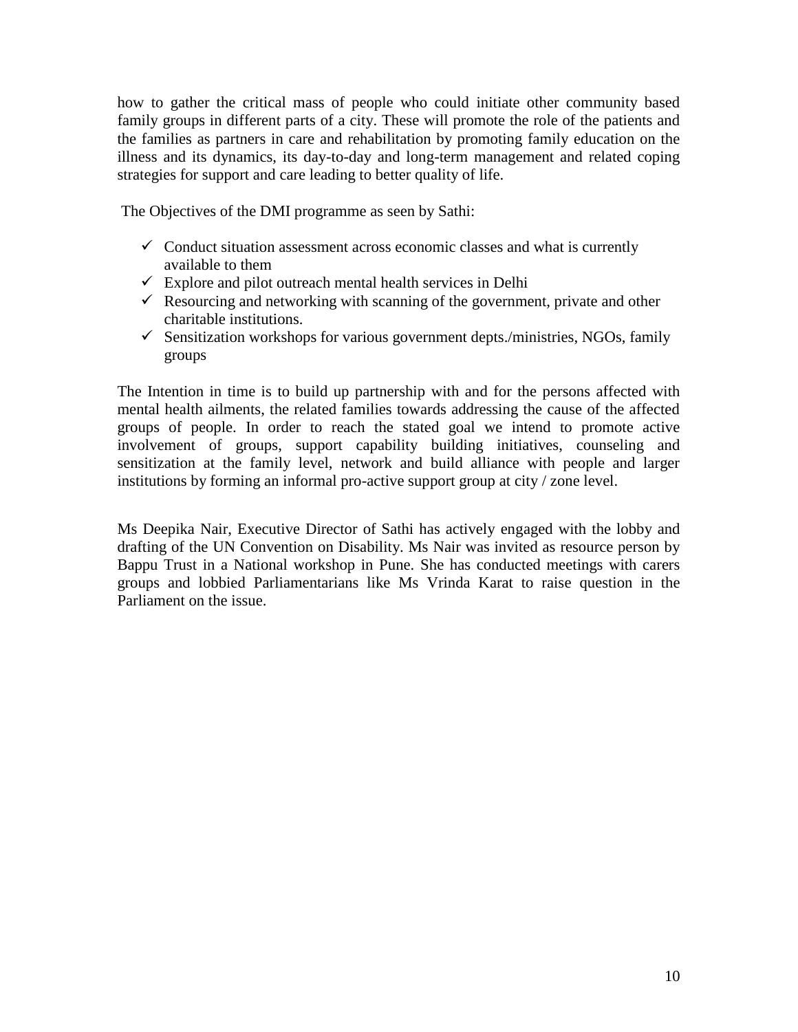how to gather the critical mass of people who could initiate other community based family groups in different parts of a city. These will promote the role of the patients and the families as partners in care and rehabilitation by promoting family education on the illness and its dynamics, its day-to-day and long-term management and related coping strategies for support and care leading to better quality of life.

The Objectives of the DMI programme as seen by Sathi:

- ✓ Conduct situation assessment across economic classes and what is currently available to them
- ✓ Explore and pilot outreach mental health services in Delhi
- ✓ Resourcing and networking with scanning of the government, private and other charitable institutions.
- ✓ Sensitization workshops for various government depts./ministries, NGOs, family groups

The Intention in time is to build up partnership with and for the persons affected with mental health ailments, the related families towards addressing the cause of the affected groups of people. In order to reach the stated goal we intend to promote active involvement of groups, support capability building initiatives, counseling and sensitization at the family level, network and build alliance with people and larger institutions by forming an informal pro-active support group at city / zone level.

Ms Deepika Nair, Executive Director of Sathi has actively engaged with the lobby and drafting of the UN Convention on Disability. Ms Nair was invited as resource person by Bappu Trust in a National workshop in Pune. She has conducted meetings with carers groups and lobbied Parliamentarians like Ms Vrinda Karat to raise question in the Parliament on the issue.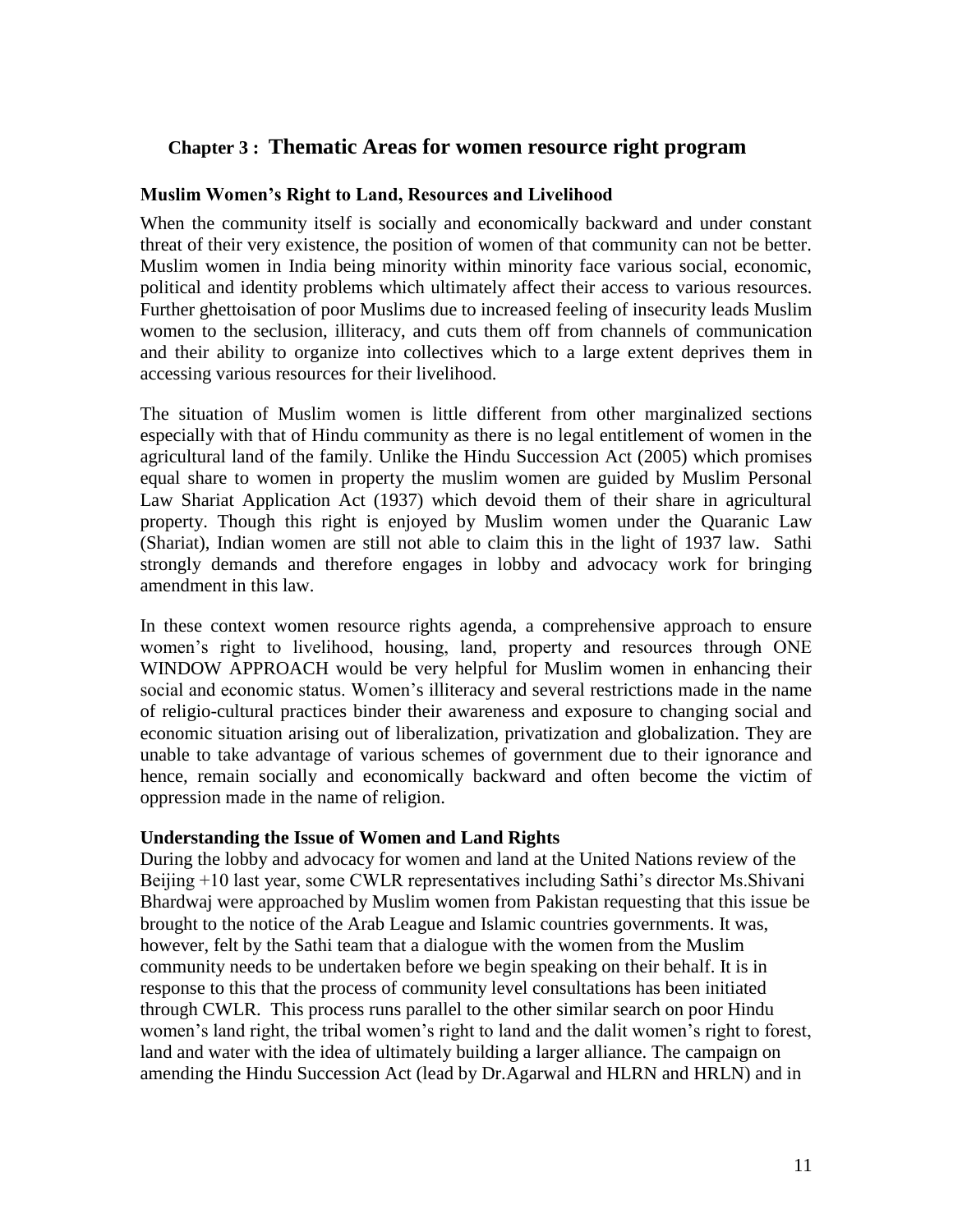## Chapter 3 : Thematic Areas for women resource right program

### Muslim Women's Right to Land, Resources and Livelihood

When the community itself is socially and economically backward and under constant threat of their very existence, the position of women of that community can not be better. Muslim women in India being minority within minority face various social, economic, political and identity problems which ultimately affect their access to various resources. Further ghettoisation of poor Muslims due to increased feeling of insecurity leads Muslim women to the seclusion, illiteracy, and cuts them off from channels of communication and their ability to organize into collectives which to a large extent deprives them in accessing various resources for their livelihood.

The situation of Muslim women is little different from other marginalized sections especially with that of Hindu community as there is no legal entitlement of women in the agricultural land of the family. Unlike the Hindu Succession Act (2005) which promises equal share to women in property the muslim women are guided by Muslim Personal Law Shariat Application Act (1937) which devoid them of their share in agricultural property. Though this right is enjoyed by Muslim women under the Quaranic Law (Shariat), Indian women are still not able to claim this in the light of 1937 law. Sathi strongly demands and therefore engages in lobby and advocacy work for bringing amendment in this law.

In these context women resource rights agenda, a comprehensive approach to ensure women's right to livelihood, housing, land, property and resources through ONE WINDOW APPROACH would be very helpful for Muslim women in enhancing their social and economic status. Women's illiteracy and several restrictions made in the name of religio-cultural practices binder their awareness and exposure to changing social and economic situation arising out of liberalization, privatization and globalization. They are unable to take advantage of various schemes of government due to their ignorance and hence, remain socially and economically backward and often become the victim of oppression made in the name of religion.

### Understanding the Issue of Women and Land Rights

During the lobby and advocacy for women and land at the United Nations review of the Beijing +10 last year, some CWLR representatives including Sathi's director Ms.Shivani Bhardwaj were approached by Muslim women from Pakistan requesting that this issue be brought to the notice of the Arab League and Islamic countries governments. It was, however, felt by the Sathi team that a dialogue with the women from the Muslim community needs to be undertaken before we begin speaking on their behalf. It is in response to this that the process of community level consultations has been initiated through CWLR. This process runs parallel to the other similar search on poor Hindu women's land right, the tribal women's right to land and the dalit women's right to forest, land and water with the idea of ultimately building a larger alliance. The campaign on amending the Hindu Succession Act (lead by Dr.Agarwal and HLRN and HRLN) and in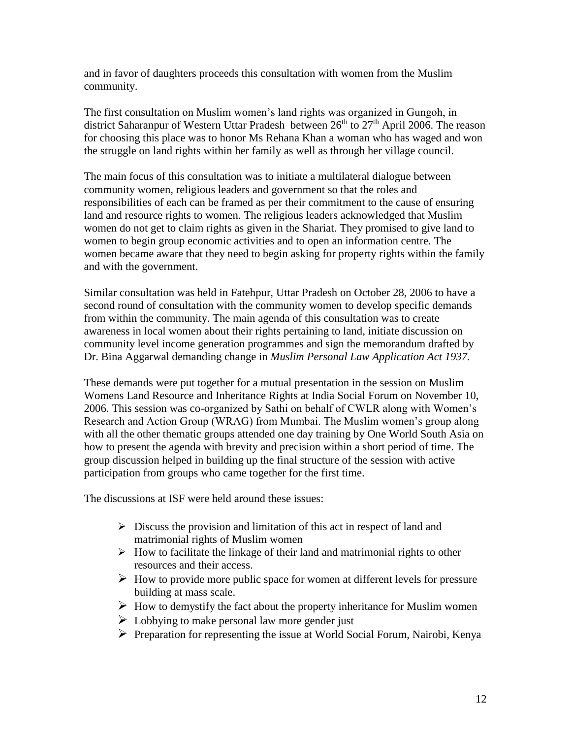and in favor of daughters proceeds this consultation with women from the Muslim community.

The first consultation on Muslim women's land rights was organized in Gungoh, in district Saharanpur of Western Uttar Pradesh between 26th to 27th April 2006. The reason for choosing this place was to honor Ms Rehana Khan a woman who has waged and won the struggle on land rights within her family as well as through her village council.

The main focus of this consultation was to initiate a multilateral dialogue between community women, religious leaders and government so that the roles and responsibilities of each can be framed as per their commitment to the cause of ensuring land and resource rights to women. The religious leaders acknowledged that Muslim women do not get to claim rights as given in the Shariat. They promised to give land to women to begin group economic activities and to open an information centre. The women became aware that they need to begin asking for property rights within the family and with the government.

Similar consultation was held in Fatehpur, Uttar Pradesh on October 28, 2006 to have a second round of consultation with the community women to develop specific demands from within the community. The main agenda of this consultation was to create awareness in local women about their rights pertaining to land, initiate discussion on community level income generation programmes and sign the memorandum drafted by Dr. Bina Aggarwal demanding change in *Muslim Personal Law Application Act 1937*.

These demands were put together for a mutual presentation in the session on Muslim Womens Land Resource and Inheritance Rights at India Social Forum on November 10, 2006. This session was co-organized by Sathi on behalf of CWLR along with Women's Research and Action Group (WRAG) from Mumbai. The Muslim women's group along with all the other thematic groups attended one day training by One World South Asia on how to present the agenda with brevity and precision within a short period of time. The group discussion helped in building up the final structure of the session with active participation from groups who came together for the first time.

The discussions at ISF were held around these issues:

- Discuss the provision and limitation of this act in respect of land and matrimonial rights of Muslim women
- How to facilitate the linkage of their land and matrimonial rights to other resources and their access.
- How to provide more public space for women at different levels for pressure building at mass scale.
- How to demystify the fact about the property inheritance for Muslim women
- Lobbying to make personal law more gender just
- Preparation for representing the issue at World Social Forum, Nairobi, Kenya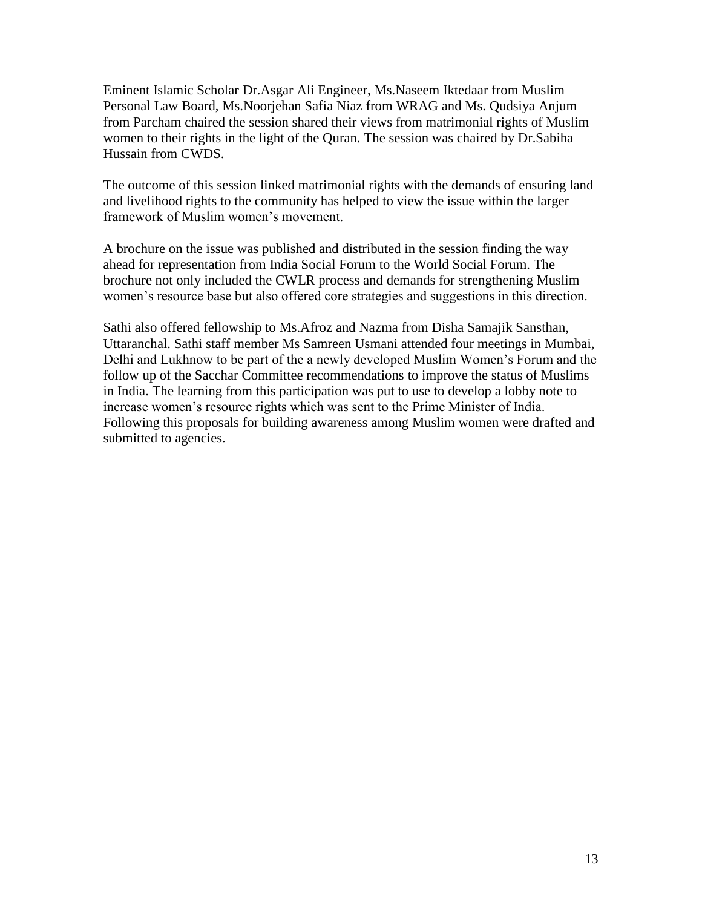Eminent Islamic Scholar Dr.Asgar Ali Engineer, Ms.Naseem Iktedaar from Muslim Personal Law Board, Ms.Noorjehan Safia Niaz from WRAG and Ms. Qudsiya Anjum from Parcham chaired the session shared their views from matrimonial rights of Muslim women to their rights in the light of the Quran. The session was chaired by Dr.Sabiha Hussain from CWDS.

The outcome of this session linked matrimonial rights with the demands of ensuring land and livelihood rights to the community has helped to view the issue within the larger framework of Muslim women's movement.

A brochure on the issue was published and distributed in the session finding the way ahead for representation from India Social Forum to the World Social Forum. The brochure not only included the CWLR process and demands for strengthening Muslim women's resource base but also offered core strategies and suggestions in this direction.

Sathi also offered fellowship to Ms.Afroz and Nazma from Disha Samajik Sansthan, Uttaranchal. Sathi staff member Ms Samreen Usmani attended four meetings in Mumbai, Delhi and Lukhnow to be part of the a newly developed Muslim Women's Forum and the follow up of the Sacchar Committee recommendations to improve the status of Muslims in India. The learning from this participation was put to use to develop a lobby note to increase women's resource rights which was sent to the Prime Minister of India. Following this proposals for building awareness among Muslim women were drafted and submitted to agencies.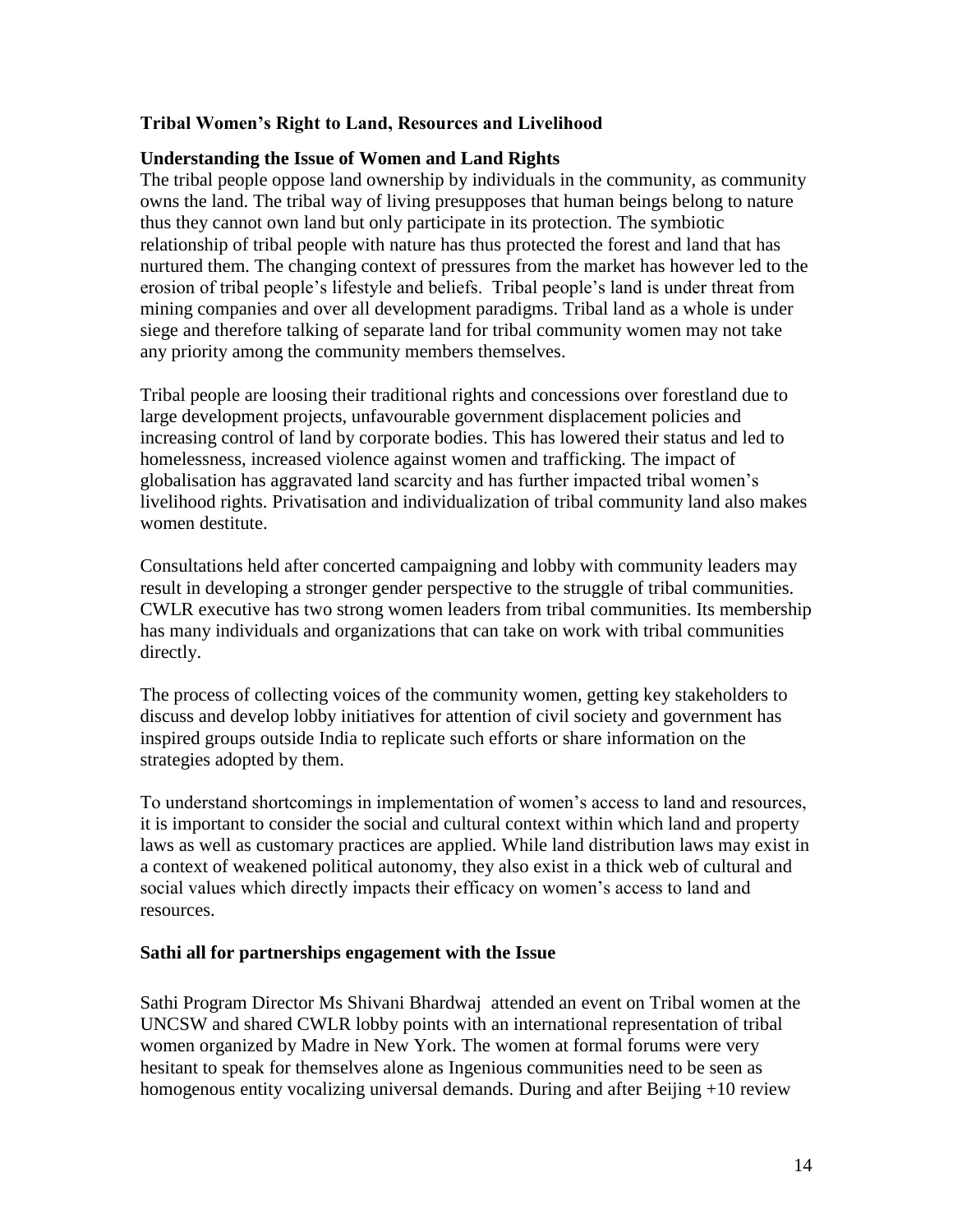### Tribal Women's Right to Land, Resources and Livelihood

#### Understanding the Issue of Women and Land Rights

The tribal people oppose land ownership by individuals in the community, as community owns the land. The tribal way of living presupposes that human beings belong to nature thus they cannot own land but only participate in its protection. The symbiotic relationship of tribal people with nature has thus protected the forest and land that has nurtured them. The changing context of pressures from the market has however led to the erosion of tribal people's lifestyle and beliefs. Tribal people's land is under threat from mining companies and over all development paradigms. Tribal land as a whole is under siege and therefore talking of separate land for tribal community women may not take any priority among the community members themselves.

Tribal people are loosing their traditional rights and concessions over forestland due to large development projects, unfavourable government displacement policies and increasing control of land by corporate bodies. This has lowered their status and led to homelessness, increased violence against women and trafficking. The impact of globalisation has aggravated land scarcity and has further impacted tribal women's livelihood rights. Privatisation and individualization of tribal community land also makes women destitute.

Consultations held after concerted campaigning and lobby with community leaders may result in developing a stronger gender perspective to the struggle of tribal communities. CWLR executive has two strong women leaders from tribal communities. Its membership has many individuals and organizations that can take on work with tribal communities directly.

The process of collecting voices of the community women, getting key stakeholders to discuss and develop lobby initiatives for attention of civil society and government has inspired groups outside India to replicate such efforts or share information on the strategies adopted by them.

To understand shortcomings in implementation of women's access to land and resources, it is important to consider the social and cultural context within which land and property laws as well as customary practices are applied. While land distribution laws may exist in a context of weakened political autonomy, they also exist in a thick web of cultural and social values which directly impacts their efficacy on women's access to land and resources.

#### Sathi all for partnerships engagement with the Issue

Sathi Program Director Ms Shivani Bhardwaj attended an event on Tribal women at the UNCSW and shared CWLR lobby points with an international representation of tribal women organized by Madre in New York. The women at formal forums were very hesitant to speak for themselves alone as Ingenious communities need to be seen as homogenous entity vocalizing universal demands. During and after Beijing +10 review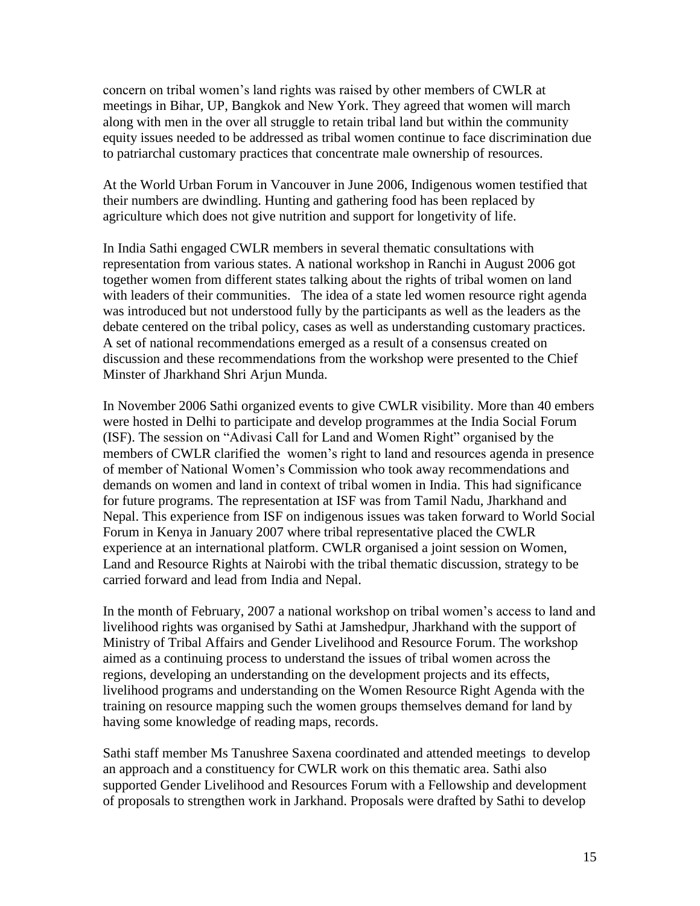concern on tribal women's land rights was raised by other members of CWLR at meetings in Bihar, UP, Bangkok and New York. They agreed that women will march along with men in the over all struggle to retain tribal land but within the community equity issues needed to be addressed as tribal women continue to face discrimination due to patriarchal customary practices that concentrate male ownership of resources.

At the World Urban Forum in Vancouver in June 2006, Indigenous women testified that their numbers are dwindling. Hunting and gathering food has been replaced by agriculture which does not give nutrition and support for longetivity of life.

In India Sathi engaged CWLR members in several thematic consultations with representation from various states. A national workshop in Ranchi in August 2006 got together women from different states talking about the rights of tribal women on land with leaders of their communities. The idea of a state led women resource right agenda was introduced but not understood fully by the participants as well as the leaders as the debate centered on the tribal policy, cases as well as understanding customary practices. A set of national recommendations emerged as a result of a consensus created on discussion and these recommendations from the workshop were presented to the Chief Minster of Jharkhand Shri Arjun Munda.

In November 2006 Sathi organized events to give CWLR visibility. More than 40 embers were hosted in Delhi to participate and develop programmes at the India Social Forum (ISF). The session on "Adivasi Call for Land and Women Right" organised by the members of CWLR clarified the women's right to land and resources agenda in presence of member of National Women's Commission who took away recommendations and demands on women and land in context of tribal women in India. This had significance for future programs. The representation at ISF was from Tamil Nadu, Jharkhand and Nepal. This experience from ISF on indigenous issues was taken forward to World Social Forum in Kenya in January 2007 where tribal representative placed the CWLR experience at an international platform. CWLR organised a joint session on Women, Land and Resource Rights at Nairobi with the tribal thematic discussion, strategy to be carried forward and lead from India and Nepal.

In the month of February, 2007 a national workshop on tribal women's access to land and livelihood rights was organised by Sathi at Jamshedpur, Jharkhand with the support of Ministry of Tribal Affairs and Gender Livelihood and Resource Forum. The workshop aimed as a continuing process to understand the issues of tribal women across the regions, developing an understanding on the development projects and its effects, livelihood programs and understanding on the Women Resource Right Agenda with the training on resource mapping such the women groups themselves demand for land by having some knowledge of reading maps, records.

Sathi staff member Ms Tanushree Saxena coordinated and attended meetings to develop an approach and a constituency for CWLR work on this thematic area. Sathi also supported Gender Livelihood and Resources Forum with a Fellowship and development of proposals to strengthen work in Jarkhand. Proposals were drafted by Sathi to develop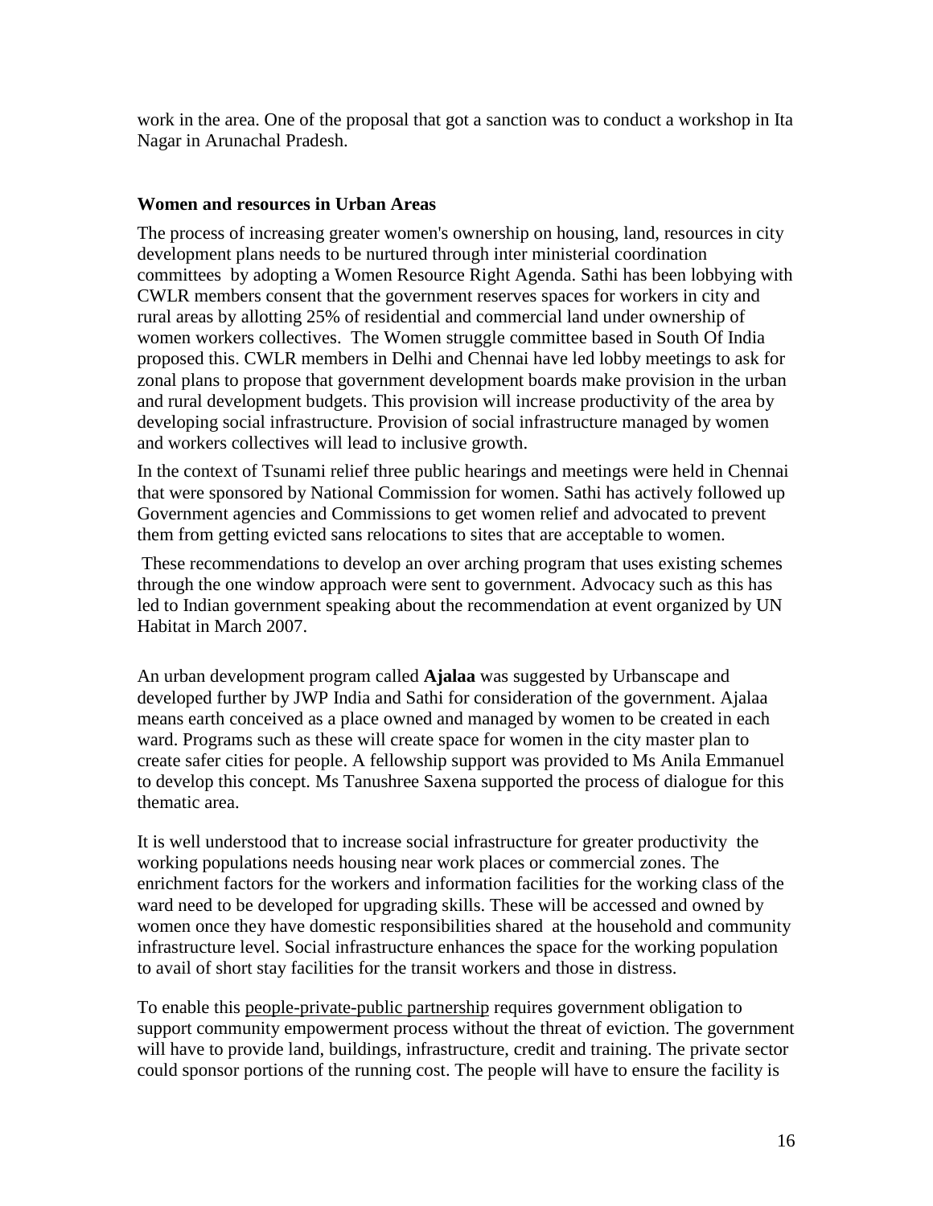work in the area. One of the proposal that got a sanction was to conduct a workshop in Ita Nagar in Arunachal Pradesh.

**Women and resources in Urban Areas**

The process of increasing greater women's ownership on housing, land, resources in city development plans needs to be nurtured through inter ministerial coordination committees by adopting a Women Resource Right Agenda. Sathi has been lobbying with CWLR members consent that the government reserves spaces for workers in city and rural areas by allotting 25% of residential and commercial land under ownership of women workers collectives. The Women struggle committee based in South Of India proposed this. CWLR members in Delhi and Chennai have led lobby meetings to ask for zonal plans to propose that government development boards make provision in the urban and rural development budgets. This provision will increase productivity of the area by developing social infrastructure. Provision of social infrastructure managed by women and workers collectives will lead to inclusive growth.

In the context of Tsunami relief three public hearings and meetings were held in Chennai that were sponsored by National Commission for women. Sathi has actively followed up Government agencies and Commissions to get women relief and advocated to prevent them from getting evicted sans relocations to sites that are acceptable to women.

These recommendations to develop an over arching program that uses existing schemes through the one window approach were sent to government. Advocacy such as this has led to Indian government speaking about the recommendation at event organized by UN Habitat in March 2007.

An urban development program called **Ajalaa** was suggested by Urbanscape and developed further by JWP India and Sathi for consideration of the government. Ajalaa means earth conceived as a place owned and managed by women to be created in each ward. Programs such as these will create space for women in the city master plan to create safer cities for people. A fellowship support was provided to Ms Anila Emmanuel to develop this concept. Ms Tanushree Saxena supported the process of dialogue for this thematic area.

It is well understood that to increase social infrastructure for greater productivity the working populations needs housing near work places or commercial zones. The enrichment factors for the workers and information facilities for the working class of the ward need to be developed for upgrading skills. These will be accessed and owned by women once they have domestic responsibilities shared at the household and community infrastructure level. Social infrastructure enhances the space for the working population to avail of short stay facilities for the transit workers and those in distress.

To enable this people-private-public partnership requires government obligation to support community empowerment process without the threat of eviction. The government will have to provide land, buildings, infrastructure, credit and training. The private sector could sponsor portions of the running cost. The people will have to ensure the facility is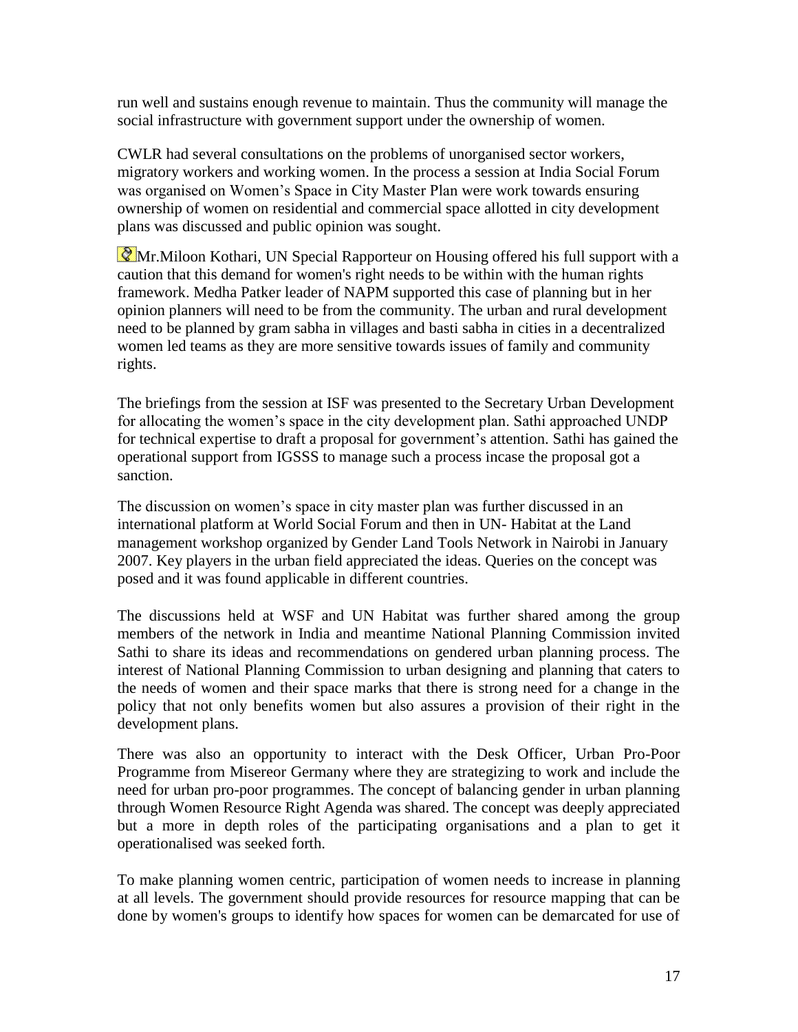run well and sustains enough revenue to maintain. Thus the community will manage the social infrastructure with government support under the ownership of women.

CWLR had several consultations on the problems of unorganised sector workers, migratory workers and working women. In the process a session at India Social Forum was organised on Women's Space in City Master Plan were work towards ensuring ownership of women on residential and commercial space allotted in city development plans was discussed and public opinion was sought.

Mr.Miloon Kothari, UN Special Rapporteur on Housing offered his full support with a caution that this demand for women's right needs to be within with the human rights framework. Medha Patker leader of NAPM supported this case of planning but in her opinion planners will need to be from the community. The urban and rural development need to be planned by gram sabha in villages and basti sabha in cities in a decentralized women led teams as they are more sensitive towards issues of family and community rights.

The briefings from the session at ISF was presented to the Secretary Urban Development for allocating the women's space in the city development plan. Sathi approached UNDP for technical expertise to draft a proposal for government's attention. Sathi has gained the operational support from IGSSS to manage such a process incase the proposal got a sanction.

The discussion on women's space in city master plan was further discussed in an international platform at World Social Forum and then in UN- Habitat at the Land management workshop organized by Gender Land Tools Network in Nairobi in January 2007. Key players in the urban field appreciated the ideas. Queries on the concept was posed and it was found applicable in different countries.

The discussions held at WSF and UN Habitat was further shared among the group members of the network in India and meantime National Planning Commission invited Sathi to share its ideas and recommendations on gendered urban planning process. The interest of National Planning Commission to urban designing and planning that caters to the needs of women and their space marks that there is strong need for a change in the policy that not only benefits women but also assures a provision of their right in the development plans.

There was also an opportunity to interact with the Desk Officer, Urban Pro-Poor Programme from Misereor Germany where they are strategizing to work and include the need for urban pro-poor programmes. The concept of balancing gender in urban planning through Women Resource Right Agenda was shared. The concept was deeply appreciated but a more in depth roles of the participating organisations and a plan to get it operationalised was seeked forth.

To make planning women centric, participation of women needs to increase in planning at all levels. The government should provide resources for resource mapping that can be done by women's groups to identify how spaces for women can be demarcated for use of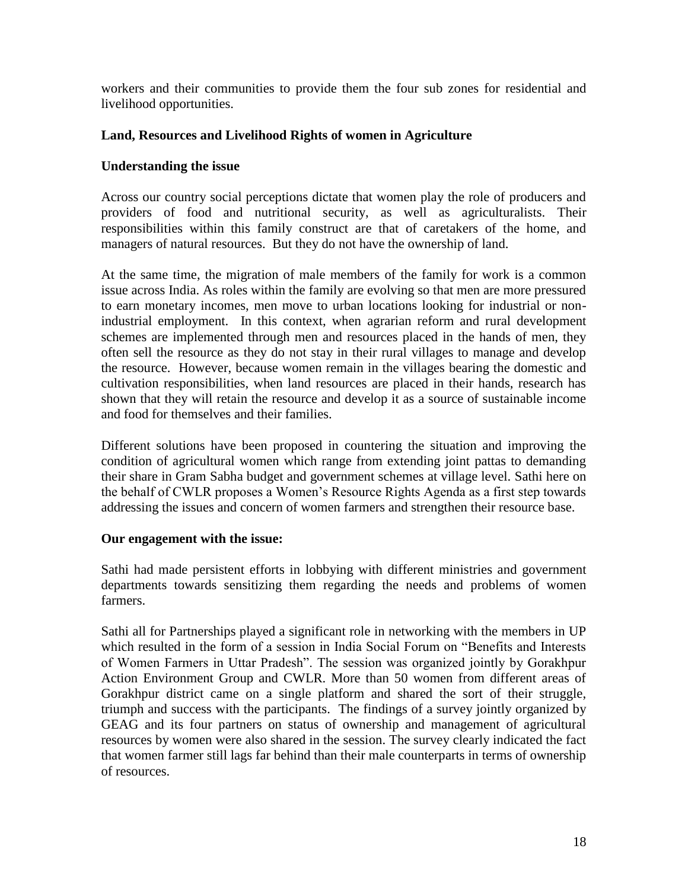workers and their communities to provide them the four sub zones for residential and livelihood opportunities.

**Land, Resources and Livelihood Rights of women in Agriculture**

**Understanding the issue**

Across our country social perceptions dictate that women play the role of producers and providers of food and nutritional security, as well as agriculturalists. Their responsibilities within this family construct are that of caretakers of the home, and managers of natural resources. But they do not have the ownership of land.

At the same time, the migration of male members of the family for work is a common issue across India. As roles within the family are evolving so that men are more pressured to earn monetary incomes, men move to urban locations looking for industrial or non-industrial employment. In this context, when agrarian reform and rural development schemes are implemented through men and resources placed in the hands of men, they often sell the resource as they do not stay in their rural villages to manage and develop the resource. However, because women remain in the villages bearing the domestic and cultivation responsibilities, when land resources are placed in their hands, research has shown that they will retain the resource and develop it as a source of sustainable income and food for themselves and their families.

Different solutions have been proposed in countering the situation and improving the condition of agricultural women which range from extending joint pattas to demanding their share in Gram Sabha budget and government schemes at village level. Sathi here on the behalf of CWLR proposes a Women's Resource Rights Agenda as a first step towards addressing the issues and concern of women farmers and strengthen their resource base.

**Our engagement with the issue:**

Sathi had made persistent efforts in lobbying with different ministries and government departments towards sensitizing them regarding the needs and problems of women farmers.

Sathi all for Partnerships played a significant role in networking with the members in UP which resulted in the form of a session in India Social Forum on "Benefits and Interests of Women Farmers in Uttar Pradesh". The session was organized jointly by Gorakhpur Action Environment Group and CWLR. More than 50 women from different areas of Gorakhpur district came on a single platform and shared the sort of their struggle, triumph and success with the participants. The findings of a survey jointly organized by GEAG and its four partners on status of ownership and management of agricultural resources by women were also shared in the session. The survey clearly indicated the fact that women farmer still lags far behind than their male counterparts in terms of ownership of resources.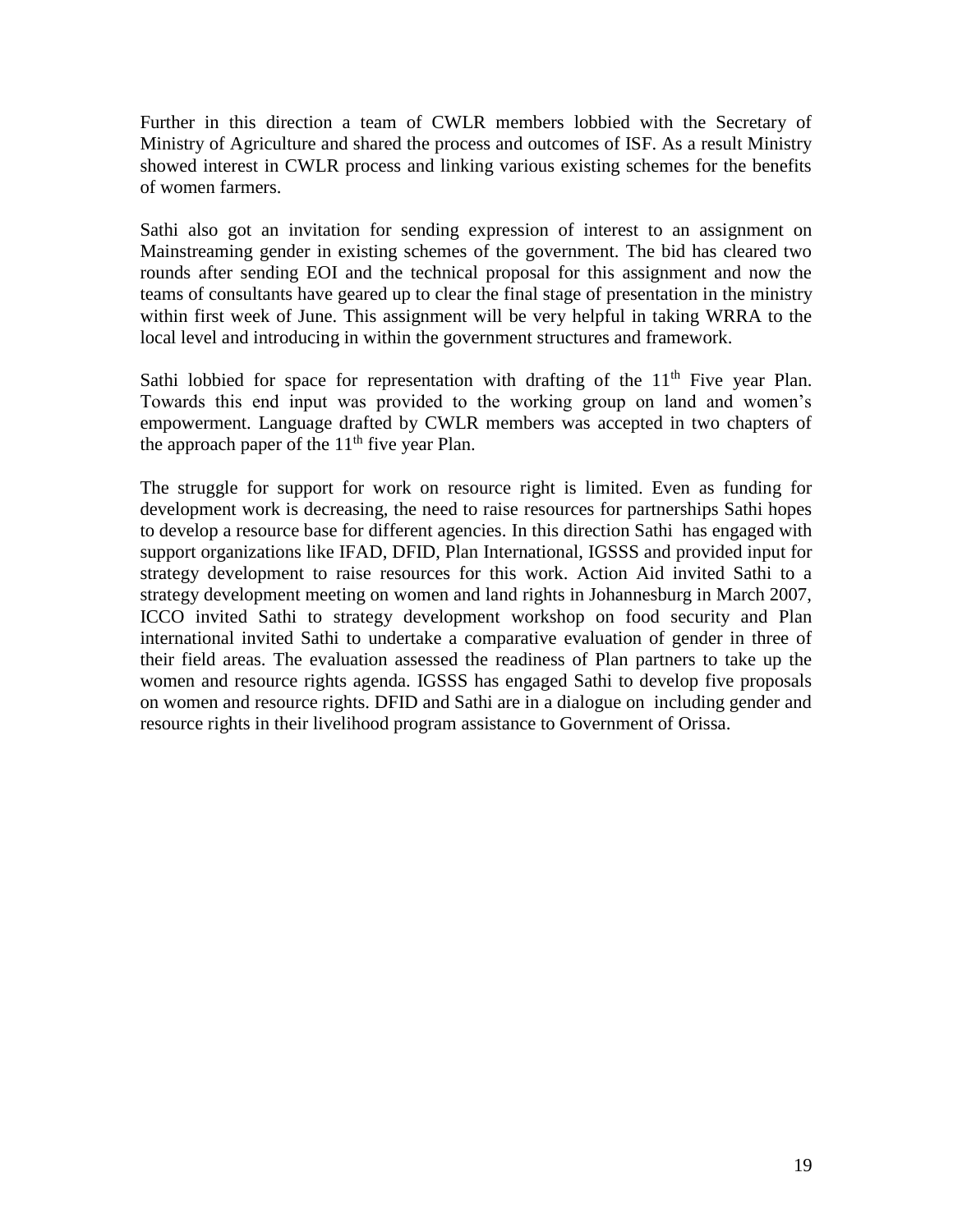Further in this direction a team of CWLR members lobbied with the Secretary of Ministry of Agriculture and shared the process and outcomes of ISF. As a result Ministry showed interest in CWLR process and linking various existing schemes for the benefits of women farmers.

Sathi also got an invitation for sending expression of interest to an assignment on Mainstreaming gender in existing schemes of the government. The bid has cleared two rounds after sending EOI and the technical proposal for this assignment and now the teams of consultants have geared up to clear the final stage of presentation in the ministry within first week of June. This assignment will be very helpful in taking WRRA to the local level and introducing in within the government structures and framework.

Sathi lobbied for space for representation with drafting of the 11th Five year Plan. Towards this end input was provided to the working group on land and women's empowerment. Language drafted by CWLR members was accepted in two chapters of the approach paper of the 11th five year Plan.

The struggle for support for work on resource right is limited. Even as funding for development work is decreasing, the need to raise resources for partnerships Sathi hopes to develop a resource base for different agencies. In this direction Sathi has engaged with support organizations like IFAD, DFID, Plan International, IGSSS and provided input for strategy development to raise resources for this work. Action Aid invited Sathi to a strategy development meeting on women and land rights in Johannesburg in March 2007, ICCO invited Sathi to strategy development workshop on food security and Plan international invited Sathi to undertake a comparative evaluation of gender in three of their field areas. The evaluation assessed the readiness of Plan partners to take up the women and resource rights agenda. IGSSS has engaged Sathi to develop five proposals on women and resource rights. DFID and Sathi are in a dialogue on including gender and resource rights in their livelihood program assistance to Government of Orissa.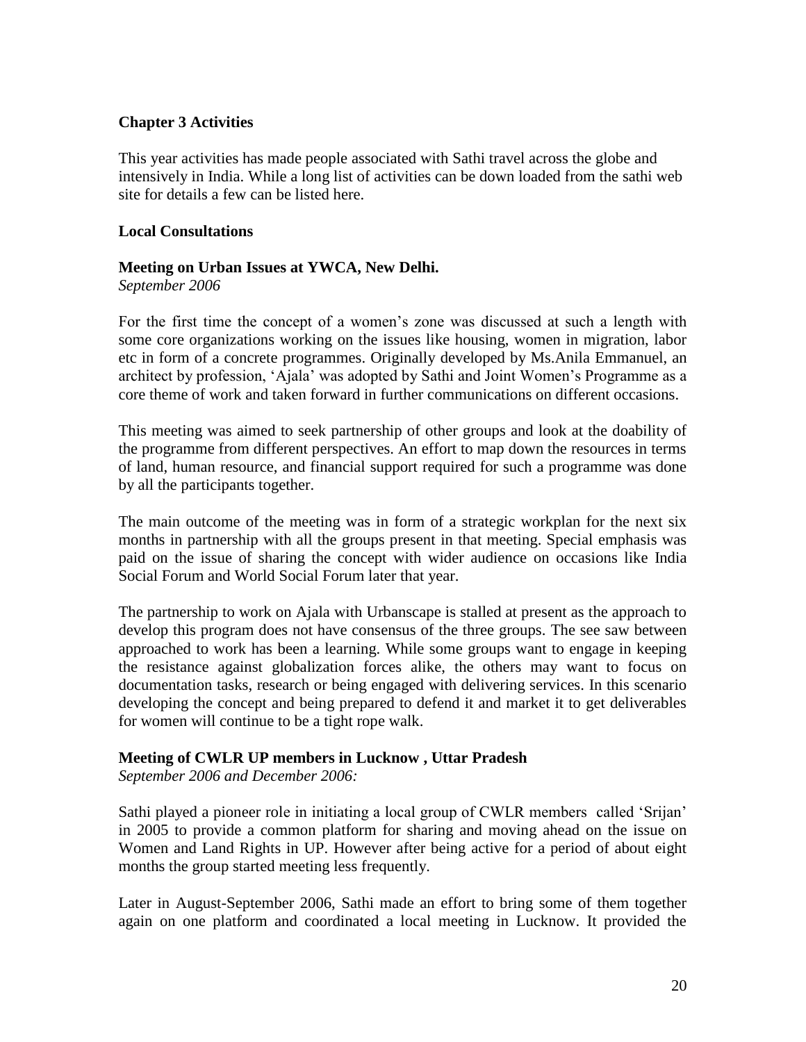## Chapter 3 Activities

This year activities has made people associated with Sathi travel across the globe and intensively in India. While a long list of activities can be down loaded from the sathi web site for details a few can be listed here.

### Local Consultations

#### Meeting on Urban Issues at YWCA, New Delhi.

*September 2006*

For the first time the concept of a women's zone was discussed at such a length with some core organizations working on the issues like housing, women in migration, labor etc in form of a concrete programmes. Originally developed by Ms.Anila Emmanuel, an architect by profession, 'Ajala' was adopted by Sathi and Joint Women's Programme as a core theme of work and taken forward in further communications on different occasions.

This meeting was aimed to seek partnership of other groups and look at the doability of the programme from different perspectives. An effort to map down the resources in terms of land, human resource, and financial support required for such a programme was done by all the participants together.

The main outcome of the meeting was in form of a strategic workplan for the next six months in partnership with all the groups present in that meeting. Special emphasis was paid on the issue of sharing the concept with wider audience on occasions like India Social Forum and World Social Forum later that year.

The partnership to work on Ajala with Urbanscape is stalled at present as the approach to develop this program does not have consensus of the three groups. The see saw between approached to work has been a learning. While some groups want to engage in keeping the resistance against globalization forces alike, the others may want to focus on documentation tasks, research or being engaged with delivering services. In this scenario developing the concept and being prepared to defend it and market it to get deliverables for women will continue to be a tight rope walk.

#### Meeting of CWLR UP members in Lucknow , Uttar Pradesh

*September 2006 and December 2006:*

Sathi played a pioneer role in initiating a local group of CWLR members called 'Srijan' in 2005 to provide a common platform for sharing and moving ahead on the issue on Women and Land Rights in UP. However after being active for a period of about eight months the group started meeting less frequently.

Later in August-September 2006, Sathi made an effort to bring some of them together again on one platform and coordinated a local meeting in Lucknow. It provided the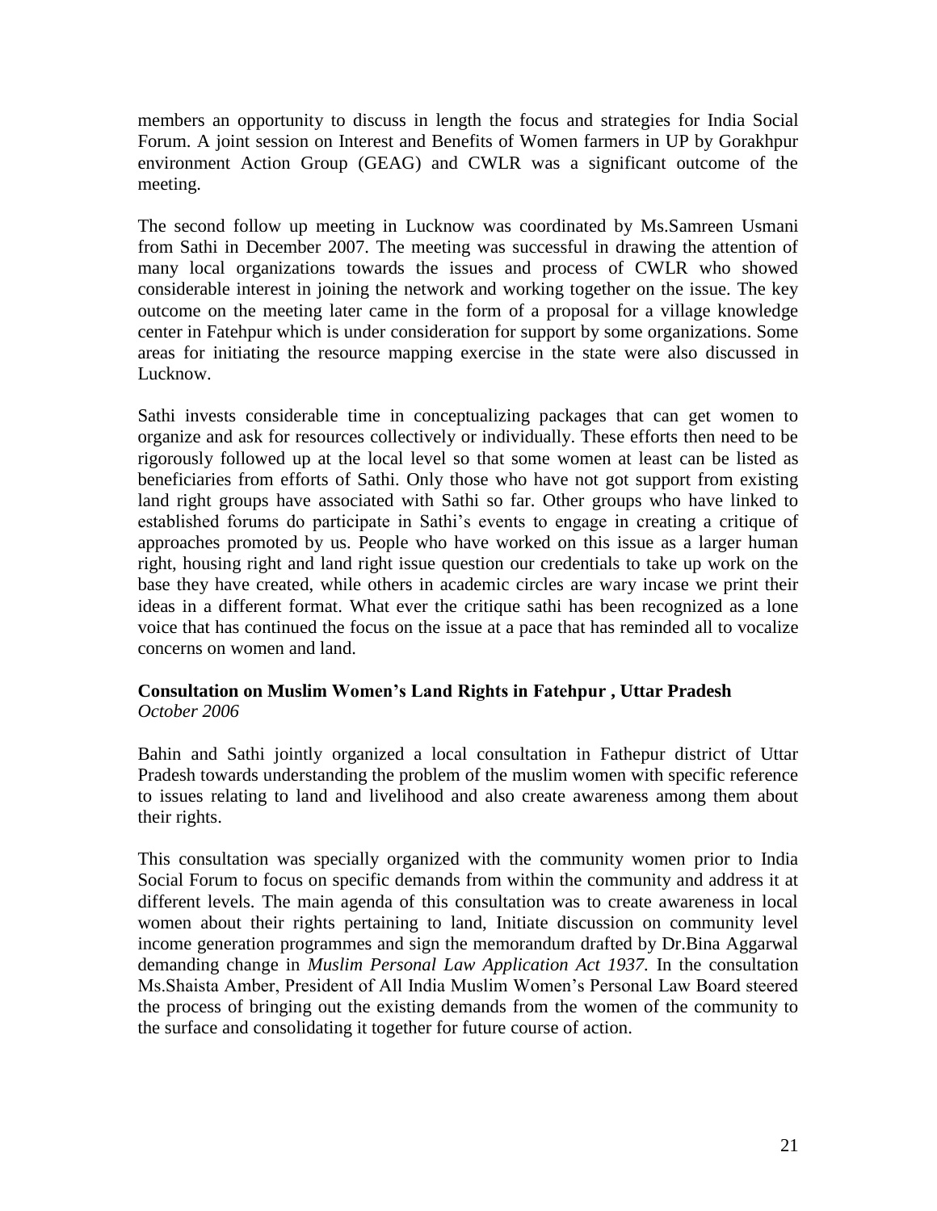members an opportunity to discuss in length the focus and strategies for India Social Forum. A joint session on Interest and Benefits of Women farmers in UP by Gorakhpur environment Action Group (GEAG) and CWLR was a significant outcome of the meeting.

The second follow up meeting in Lucknow was coordinated by Ms.Samreen Usmani from Sathi in December 2007. The meeting was successful in drawing the attention of many local organizations towards the issues and process of CWLR who showed considerable interest in joining the network and working together on the issue. The key outcome on the meeting later came in the form of a proposal for a village knowledge center in Fatehpur which is under consideration for support by some organizations. Some areas for initiating the resource mapping exercise in the state were also discussed in Lucknow.

Sathi invests considerable time in conceptualizing packages that can get women to organize and ask for resources collectively or individually. These efforts then need to be rigorously followed up at the local level so that some women at least can be listed as beneficiaries from efforts of Sathi. Only those who have not got support from existing land right groups have associated with Sathi so far. Other groups who have linked to established forums do participate in Sathi's events to engage in creating a critique of approaches promoted by us. People who have worked on this issue as a larger human right, housing right and land right issue question our credentials to take up work on the base they have created, while others in academic circles are wary incase we print their ideas in a different format. What ever the critique sathi has been recognized as a lone voice that has continued the focus on the issue at a pace that has reminded all to vocalize concerns on women and land.

**Consultation on Muslim Women's Land Rights in Fatehpur , Uttar Pradesh**
*October 2006*

Bahin and Sathi jointly organized a local consultation in Fathepur district of Uttar Pradesh towards understanding the problem of the muslim women with specific reference to issues relating to land and livelihood and also create awareness among them about their rights.

This consultation was specially organized with the community women prior to India Social Forum to focus on specific demands from within the community and address it at different levels. The main agenda of this consultation was to create awareness in local women about their rights pertaining to land, Initiate discussion on community level income generation programmes and sign the memorandum drafted by Dr.Bina Aggarwal demanding change in *Muslim Personal Law Application Act 1937.* In the consultation Ms.Shaista Amber, President of All India Muslim Women's Personal Law Board steered the process of bringing out the existing demands from the women of the community to the surface and consolidating it together for future course of action.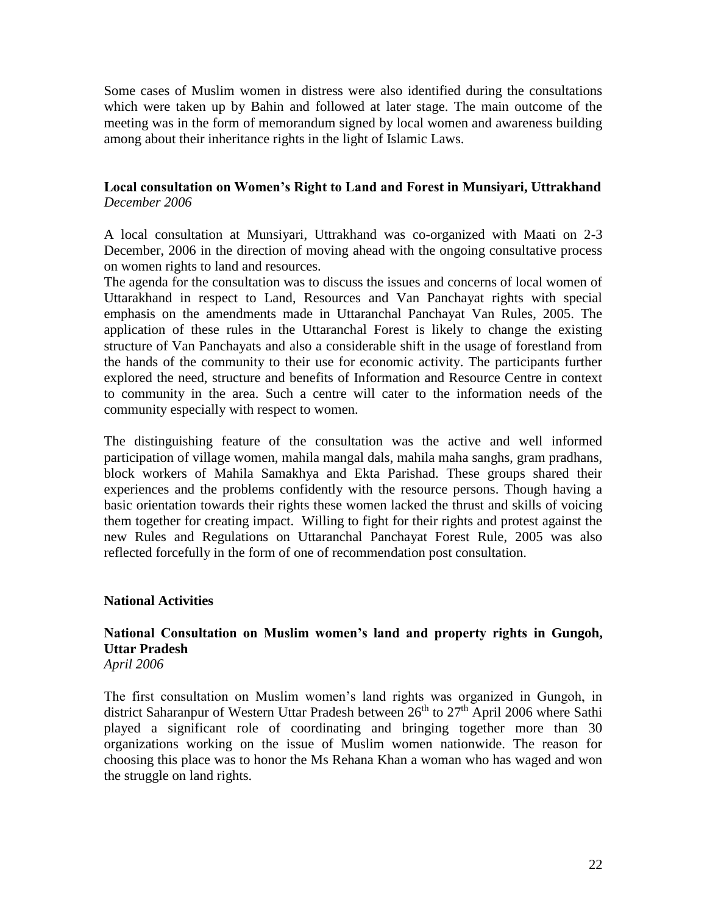Some cases of Muslim women in distress were also identified during the consultations which were taken up by Bahin and followed at later stage. The main outcome of the meeting was in the form of memorandum signed by local women and awareness building among about their inheritance rights in the light of Islamic Laws.

**Local consultation on Women's Right to Land and Forest in Munsiyari, Uttrakhand**
*December 2006*

A local consultation at Munsiyari, Uttrakhand was co-organized with Maati on 2-3 December, 2006 in the direction of moving ahead with the ongoing consultative process on women rights to land and resources.

The agenda for the consultation was to discuss the issues and concerns of local women of Uttarakhand in respect to Land, Resources and Van Panchayat rights with special emphasis on the amendments made in Uttaranchal Panchayat Van Rules, 2005. The application of these rules in the Uttaranchal Forest is likely to change the existing structure of Van Panchayats and also a considerable shift in the usage of forestland from the hands of the community to their use for economic activity. The participants further explored the need, structure and benefits of Information and Resource Centre in context to community in the area. Such a centre will cater to the information needs of the community especially with respect to women.

The distinguishing feature of the consultation was the active and well informed participation of village women, mahila mangal dals, mahila maha sanghs, gram pradhans, block workers of Mahila Samakhya and Ekta Parishad. These groups shared their experiences and the problems confidently with the resource persons. Though having a basic orientation towards their rights these women lacked the thrust and skills of voicing them together for creating impact. Willing to fight for their rights and protest against the new Rules and Regulations on Uttaranchal Panchayat Forest Rule, 2005 was also reflected forcefully in the form of one of recommendation post consultation.

**National Activities**

**National Consultation on Muslim women's land and property rights in Gungoh, Uttar Pradesh**
*April 2006*

The first consultation on Muslim women's land rights was organized in Gungoh, in district Saharanpur of Western Uttar Pradesh between 26th to 27th April 2006 where Sathi played a significant role of coordinating and bringing together more than 30 organizations working on the issue of Muslim women nationwide. The reason for choosing this place was to honor the Ms Rehana Khan a woman who has waged and won the struggle on land rights.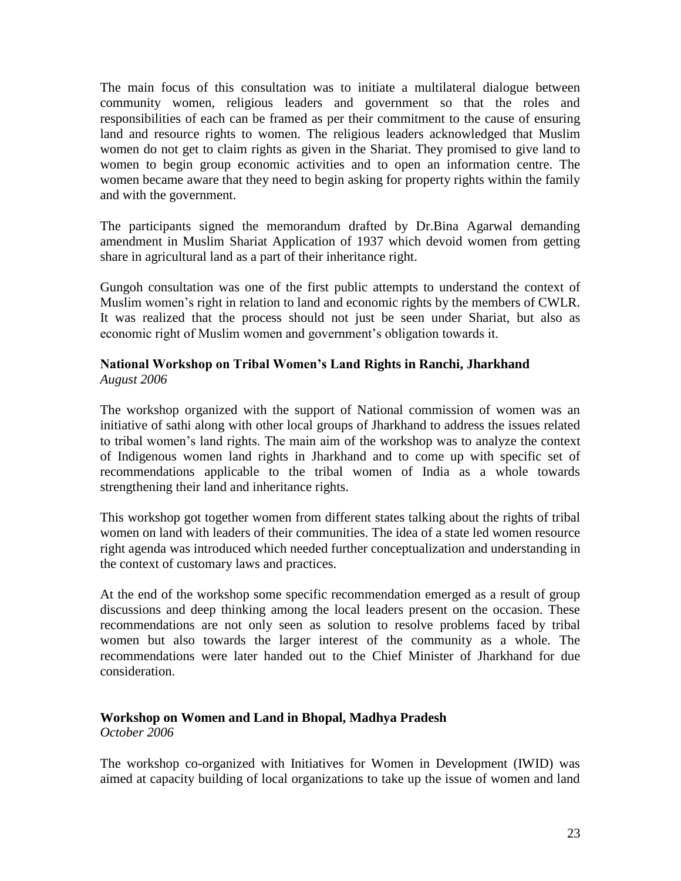The main focus of this consultation was to initiate a multilateral dialogue between community women, religious leaders and government so that the roles and responsibilities of each can be framed as per their commitment to the cause of ensuring land and resource rights to women. The religious leaders acknowledged that Muslim women do not get to claim rights as given in the Shariat. They promised to give land to women to begin group economic activities and to open an information centre. The women became aware that they need to begin asking for property rights within the family and with the government.

The participants signed the memorandum drafted by Dr.Bina Agarwal demanding amendment in Muslim Shariat Application of 1937 which devoid women from getting share in agricultural land as a part of their inheritance right.

Gungoh consultation was one of the first public attempts to understand the context of Muslim women's right in relation to land and economic rights by the members of CWLR. It was realized that the process should not just be seen under Shariat, but also as economic right of Muslim women and government's obligation towards it.

### National Workshop on Tribal Women's Land Rights in Ranchi, Jharkhand
*August 2006*

The workshop organized with the support of National commission of women was an initiative of sathi along with other local groups of Jharkhand to address the issues related to tribal women's land rights. The main aim of the workshop was to analyze the context of Indigenous women land rights in Jharkhand and to come up with specific set of recommendations applicable to the tribal women of India as a whole towards strengthening their land and inheritance rights.

This workshop got together women from different states talking about the rights of tribal women on land with leaders of their communities. The idea of a state led women resource right agenda was introduced which needed further conceptualization and understanding in the context of customary laws and practices.

At the end of the workshop some specific recommendation emerged as a result of group discussions and deep thinking among the local leaders present on the occasion. These recommendations are not only seen as solution to resolve problems faced by tribal women but also towards the larger interest of the community as a whole. The recommendations were later handed out to the Chief Minister of Jharkhand for due consideration.

### Workshop on Women and Land in Bhopal, Madhya Pradesh
*October 2006*

The workshop co-organized with Initiatives for Women in Development (IWID) was aimed at capacity building of local organizations to take up the issue of women and land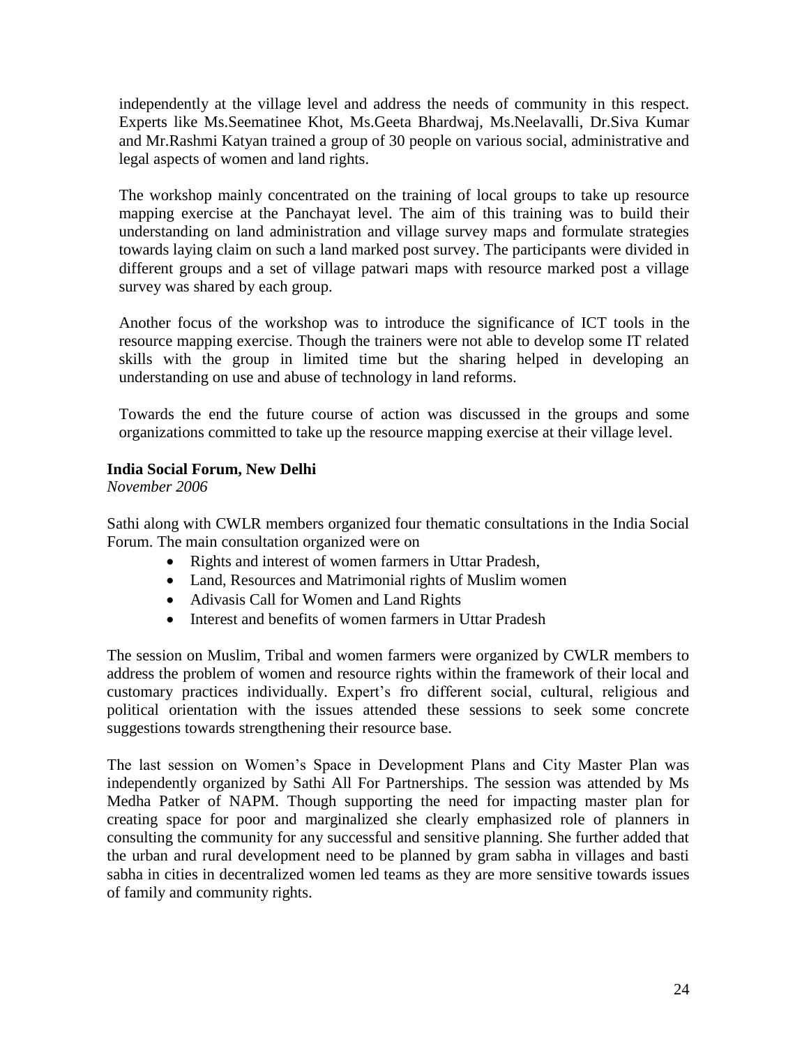independently at the village level and address the needs of community in this respect. Experts like Ms.Seematinee Khot, Ms.Geeta Bhardwaj, Ms.Neelavalli, Dr.Siva Kumar and Mr.Rashmi Katyan trained a group of 30 people on various social, administrative and legal aspects of women and land rights.

The workshop mainly concentrated on the training of local groups to take up resource mapping exercise at the Panchayat level. The aim of this training was to build their understanding on land administration and village survey maps and formulate strategies towards laying claim on such a land marked post survey. The participants were divided in different groups and a set of village patwari maps with resource marked post a village survey was shared by each group.

Another focus of the workshop was to introduce the significance of ICT tools in the resource mapping exercise. Though the trainers were not able to develop some IT related skills with the group in limited time but the sharing helped in developing an understanding on use and abuse of technology in land reforms.

Towards the end the future course of action was discussed in the groups and some organizations committed to take up the resource mapping exercise at their village level.

**India Social Forum, New Delhi**
*November 2006*

Sathi along with CWLR members organized four thematic consultations in the India Social Forum. The main consultation organized were on

- Rights and interest of women farmers in Uttar Pradesh,
- Land, Resources and Matrimonial rights of Muslim women
- Adivasis Call for Women and Land Rights
- Interest and benefits of women farmers in Uttar Pradesh

The session on Muslim, Tribal and women farmers were organized by CWLR members to address the problem of women and resource rights within the framework of their local and customary practices individually. Expert's fro different social, cultural, religious and political orientation with the issues attended these sessions to seek some concrete suggestions towards strengthening their resource base.

The last session on Women's Space in Development Plans and City Master Plan was independently organized by Sathi All For Partnerships. The session was attended by Ms Medha Patker of NAPM. Though supporting the need for impacting master plan for creating space for poor and marginalized she clearly emphasized role of planners in consulting the community for any successful and sensitive planning. She further added that the urban and rural development need to be planned by gram sabha in villages and basti sabha in cities in decentralized women led teams as they are more sensitive towards issues of family and community rights.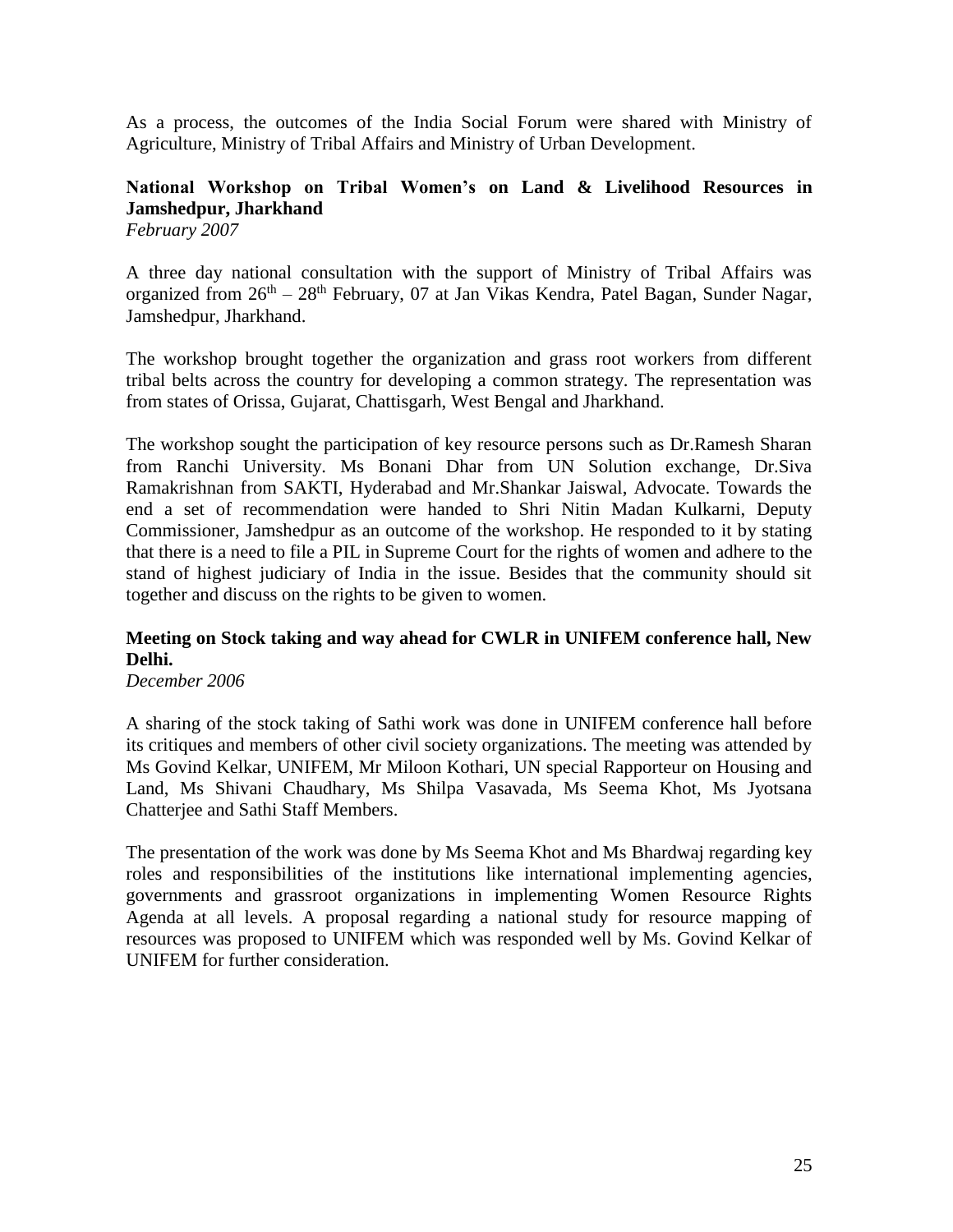As a process, the outcomes of the India Social Forum were shared with Ministry of Agriculture, Ministry of Tribal Affairs and Ministry of Urban Development.

**National Workshop on Tribal Women's on Land & Livelihood Resources in Jamshedpur, Jharkhand**
*February 2007*

A three day national consultation with the support of Ministry of Tribal Affairs was organized from 26th – 28th February, 07 at Jan Vikas Kendra, Patel Bagan, Sunder Nagar, Jamshedpur, Jharkhand.

The workshop brought together the organization and grass root workers from different tribal belts across the country for developing a common strategy. The representation was from states of Orissa, Gujarat, Chattisgarh, West Bengal and Jharkhand.

The workshop sought the participation of key resource persons such as Dr.Ramesh Sharan from Ranchi University. Ms Bonani Dhar from UN Solution exchange, Dr.Siva Ramakrishnan from SAKTI, Hyderabad and Mr.Shankar Jaiswal, Advocate. Towards the end a set of recommendation were handed to Shri Nitin Madan Kulkarni, Deputy Commissioner, Jamshedpur as an outcome of the workshop. He responded to it by stating that there is a need to file a PIL in Supreme Court for the rights of women and adhere to the stand of highest judiciary of India in the issue. Besides that the community should sit together and discuss on the rights to be given to women.

**Meeting on Stock taking and way ahead for CWLR in UNIFEM conference hall, New Delhi.**
*December 2006*

A sharing of the stock taking of Sathi work was done in UNIFEM conference hall before its critiques and members of other civil society organizations. The meeting was attended by Ms Govind Kelkar, UNIFEM, Mr Miloon Kothari, UN special Rapporteur on Housing and Land, Ms Shivani Chaudhary, Ms Shilpa Vasavada, Ms Seema Khot, Ms Jyotsana Chatterjee and Sathi Staff Members.

The presentation of the work was done by Ms Seema Khot and Ms Bhardwaj regarding key roles and responsibilities of the institutions like international implementing agencies, governments and grassroot organizations in implementing Women Resource Rights Agenda at all levels. A proposal regarding a national study for resource mapping of resources was proposed to UNIFEM which was responded well by Ms. Govind Kelkar of UNIFEM for further consideration.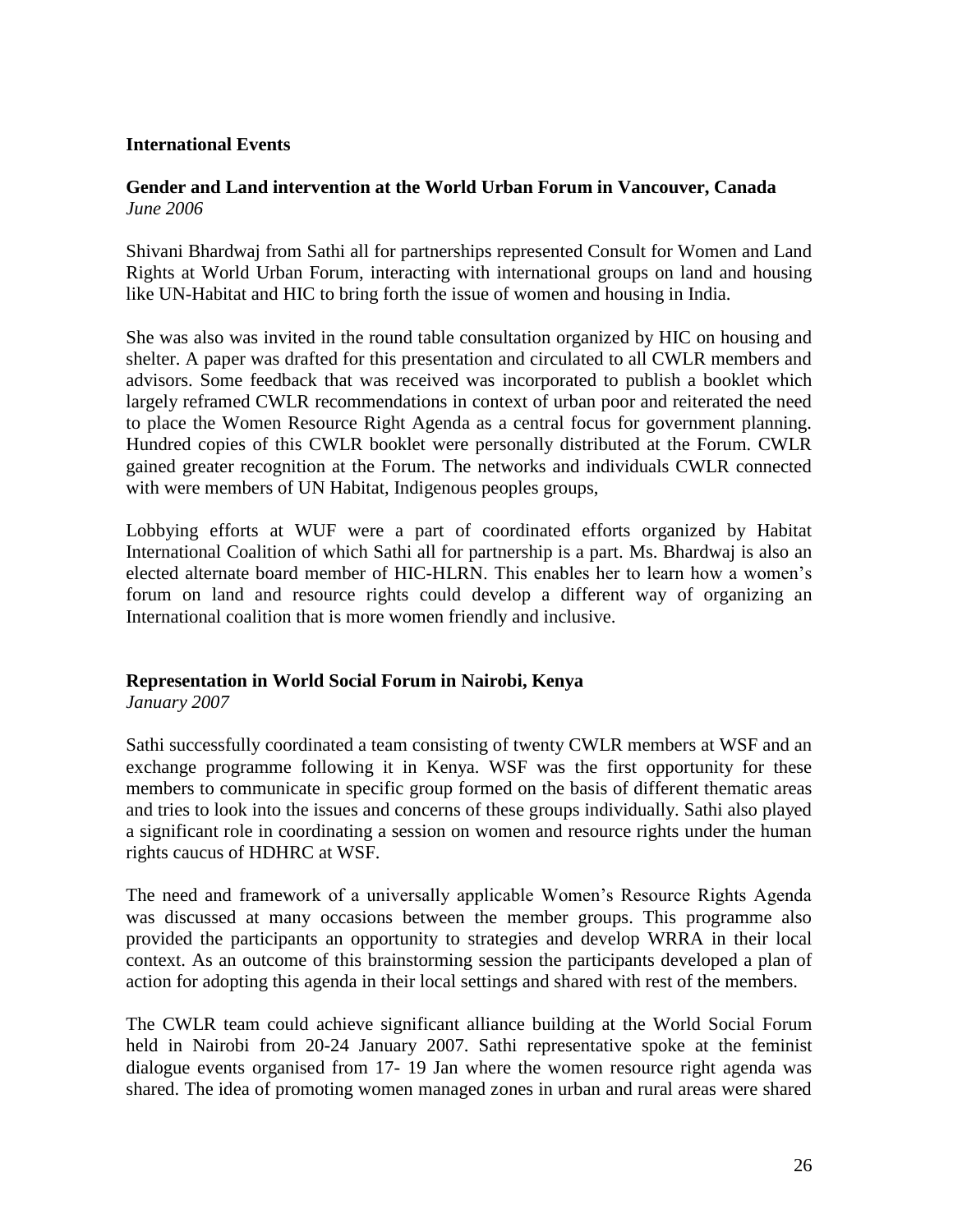**International Events**

**Gender and Land intervention at the World Urban Forum in Vancouver, Canada**
*June 2006*

Shivani Bhardwaj from Sathi all for partnerships represented Consult for Women and Land Rights at World Urban Forum, interacting with international groups on land and housing like UN-Habitat and HIC to bring forth the issue of women and housing in India.

She was also was invited in the round table consultation organized by HIC on housing and shelter. A paper was drafted for this presentation and circulated to all CWLR members and advisors. Some feedback that was received was incorporated to publish a booklet which largely reframed CWLR recommendations in context of urban poor and reiterated the need to place the Women Resource Right Agenda as a central focus for government planning. Hundred copies of this CWLR booklet were personally distributed at the Forum. CWLR gained greater recognition at the Forum. The networks and individuals CWLR connected with were members of UN Habitat, Indigenous peoples groups,

Lobbying efforts at WUF were a part of coordinated efforts organized by Habitat International Coalition of which Sathi all for partnership is a part. Ms. Bhardwaj is also an elected alternate board member of HIC-HLRN. This enables her to learn how a women's forum on land and resource rights could develop a different way of organizing an International coalition that is more women friendly and inclusive.

**Representation in World Social Forum in Nairobi, Kenya**
*January 2007*

Sathi successfully coordinated a team consisting of twenty CWLR members at WSF and an exchange programme following it in Kenya. WSF was the first opportunity for these members to communicate in specific group formed on the basis of different thematic areas and tries to look into the issues and concerns of these groups individually. Sathi also played a significant role in coordinating a session on women and resource rights under the human rights caucus of HDHRC at WSF.

The need and framework of a universally applicable Women's Resource Rights Agenda was discussed at many occasions between the member groups. This programme also provided the participants an opportunity to strategies and develop WRRA in their local context. As an outcome of this brainstorming session the participants developed a plan of action for adopting this agenda in their local settings and shared with rest of the members.

The CWLR team could achieve significant alliance building at the World Social Forum held in Nairobi from 20-24 January 2007. Sathi representative spoke at the feminist dialogue events organised from 17- 19 Jan where the women resource right agenda was shared. The idea of promoting women managed zones in urban and rural areas were shared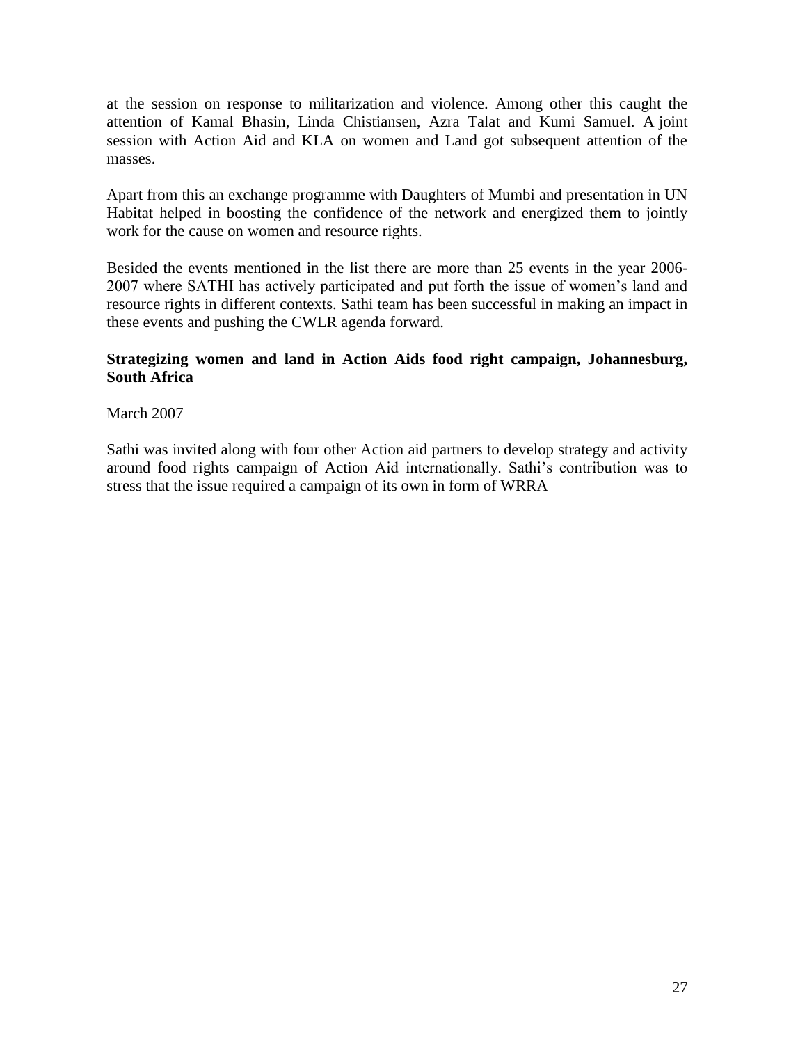at the session on response to militarization and violence. Among other this caught the attention of Kamal Bhasin, Linda Chistiansen, Azra Talat and Kumi Samuel. A joint session with Action Aid and KLA on women and Land got subsequent attention of the masses.

Apart from this an exchange programme with Daughters of Mumbi and presentation in UN Habitat helped in boosting the confidence of the network and energized them to jointly work for the cause on women and resource rights.

Besided the events mentioned in the list there are more than 25 events in the year 2006-2007 where SATHI has actively participated and put forth the issue of women's land and resource rights in different contexts. Sathi team has been successful in making an impact in these events and pushing the CWLR agenda forward.

**Strategizing women and land in Action Aids food right campaign, Johannesburg, South Africa**

March 2007

Sathi was invited along with four other Action aid partners to develop strategy and activity around food rights campaign of Action Aid internationally. Sathi's contribution was to stress that the issue required a campaign of its own in form of WRRA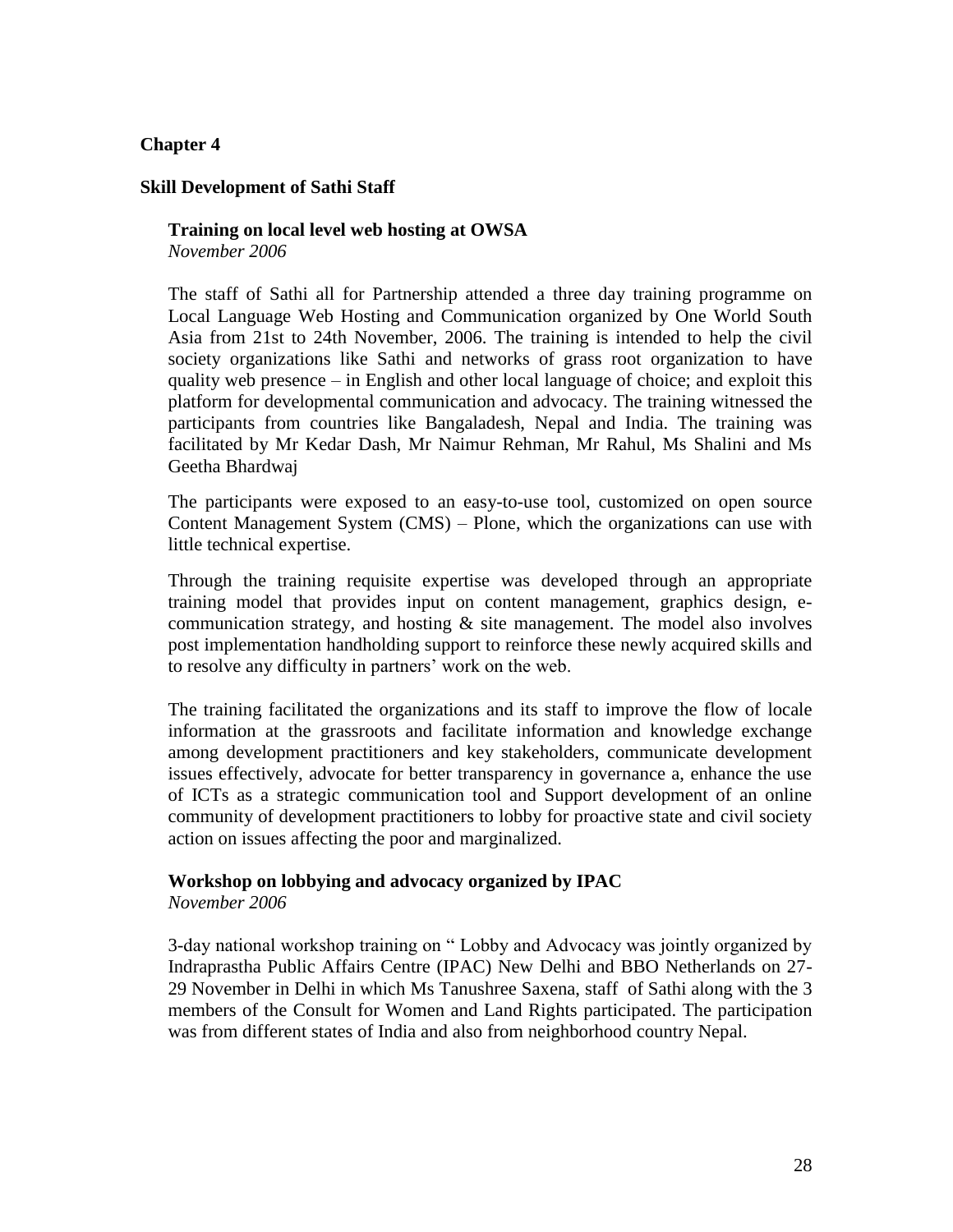# Chapter 4

## Skill Development of Sathi Staff

### Training on local level web hosting at OWSA

*November 2006*

The staff of Sathi all for Partnership attended a three day training programme on Local Language Web Hosting and Communication organized by One World South Asia from 21st to 24th November, 2006. The training is intended to help the civil society organizations like Sathi and networks of grass root organization to have quality web presence – in English and other local language of choice; and exploit this platform for developmental communication and advocacy. The training witnessed the participants from countries like Bangaladesh, Nepal and India. The training was facilitated by Mr Kedar Dash, Mr Naimur Rehman, Mr Rahul, Ms Shalini and Ms Geetha Bhardwaj

The participants were exposed to an easy-to-use tool, customized on open source Content Management System (CMS) – Plone, which the organizations can use with little technical expertise.

Through the training requisite expertise was developed through an appropriate training model that provides input on content management, graphics design, e-communication strategy, and hosting & site management. The model also involves post implementation handholding support to reinforce these newly acquired skills and to resolve any difficulty in partners' work on the web.

The training facilitated the organizations and its staff to improve the flow of locale information at the grassroots and facilitate information and knowledge exchange among development practitioners and key stakeholders, communicate development issues effectively, advocate for better transparency in governance a, enhance the use of ICTs as a strategic communication tool and Support development of an online community of development practitioners to lobby for proactive state and civil society action on issues affecting the poor and marginalized.

### Workshop on lobbying and advocacy organized by IPAC

*November 2006*

3-day national workshop training on " Lobby and Advocacy was jointly organized by Indraprastha Public Affairs Centre (IPAC) New Delhi and BBO Netherlands on 27-29 November in Delhi in which Ms Tanushree Saxena, staff of Sathi along with the 3 members of the Consult for Women and Land Rights participated. The participation was from different states of India and also from neighborhood country Nepal.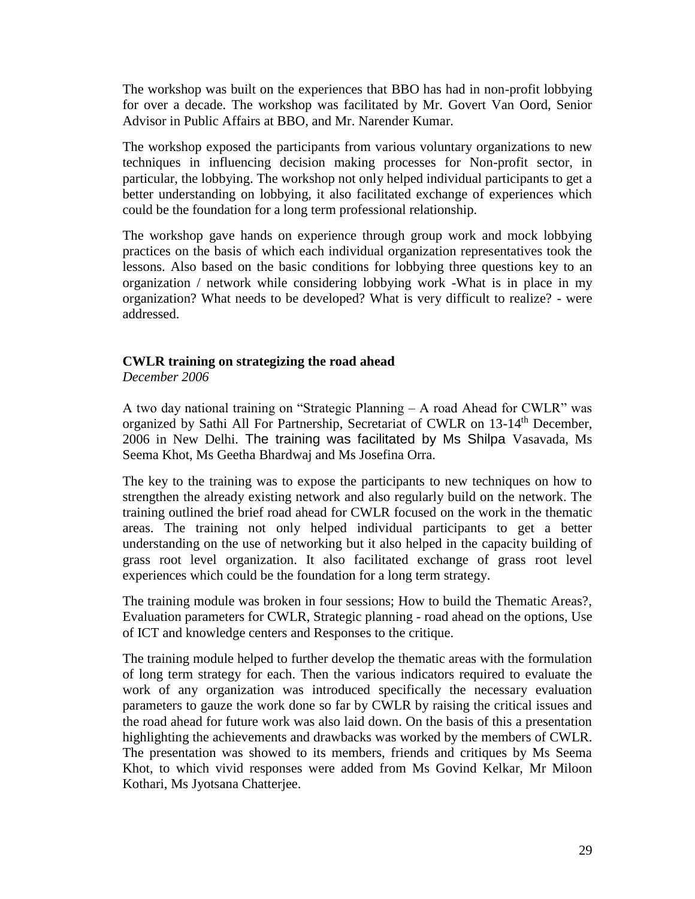The workshop was built on the experiences that BBO has had in non-profit lobbying for over a decade. The workshop was facilitated by Mr. Govert Van Oord, Senior Advisor in Public Affairs at BBO, and Mr. Narender Kumar.

The workshop exposed the participants from various voluntary organizations to new techniques in influencing decision making processes for Non-profit sector, in particular, the lobbying. The workshop not only helped individual participants to get a better understanding on lobbying, it also facilitated exchange of experiences which could be the foundation for a long term professional relationship.

The workshop gave hands on experience through group work and mock lobbying practices on the basis of which each individual organization representatives took the lessons. Also based on the basic conditions for lobbying three questions key to an organization / network while considering lobbying work -What is in place in my organization? What needs to be developed? What is very difficult to realize? - were addressed.

**CWLR training on strategizing the road ahead**

*December 2006*

A two day national training on "Strategic Planning – A road Ahead for CWLR" was organized by Sathi All For Partnership, Secretariat of CWLR on 13-14th December, 2006 in New Delhi. The training was facilitated by Ms Shilpa Vasavada, Ms Seema Khot, Ms Geetha Bhardwaj and Ms Josefina Orra.

The key to the training was to expose the participants to new techniques on how to strengthen the already existing network and also regularly build on the network. The training outlined the brief road ahead for CWLR focused on the work in the thematic areas. The training not only helped individual participants to get a better understanding on the use of networking but it also helped in the capacity building of grass root level organization. It also facilitated exchange of grass root level experiences which could be the foundation for a long term strategy.

The training module was broken in four sessions; How to build the Thematic Areas?, Evaluation parameters for CWLR, Strategic planning - road ahead on the options, Use of ICT and knowledge centers and Responses to the critique.

The training module helped to further develop the thematic areas with the formulation of long term strategy for each. Then the various indicators required to evaluate the work of any organization was introduced specifically the necessary evaluation parameters to gauze the work done so far by CWLR by raising the critical issues and the road ahead for future work was also laid down. On the basis of this a presentation highlighting the achievements and drawbacks was worked by the members of CWLR. The presentation was showed to its members, friends and critiques by Ms Seema Khot, to which vivid responses were added from Ms Govind Kelkar, Mr Miloon Kothari, Ms Jyotsana Chatterjee.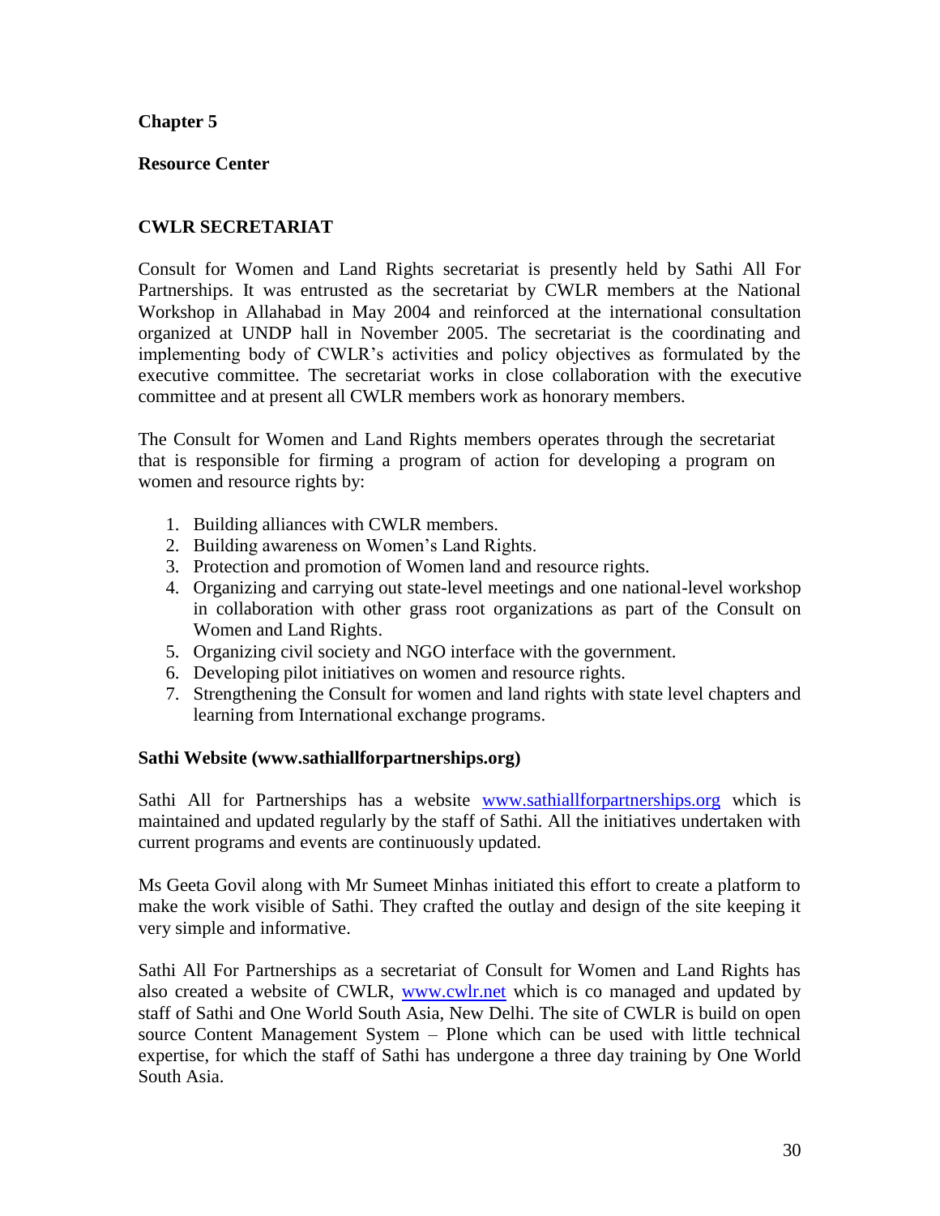# Chapter 5

## Resource Center

### CWLR SECRETARIAT

Consult for Women and Land Rights secretariat is presently held by Sathi All For Partnerships. It was entrusted as the secretariat by CWLR members at the National Workshop in Allahabad in May 2004 and reinforced at the international consultation organized at UNDP hall in November 2005. The secretariat is the coordinating and implementing body of CWLR's activities and policy objectives as formulated by the executive committee. The secretariat works in close collaboration with the executive committee and at present all CWLR members work as honorary members.

The Consult for Women and Land Rights members operates through the secretariat that is responsible for firming a program of action for developing a program on women and resource rights by:

1. Building alliances with CWLR members.
2. Building awareness on Women's Land Rights.
3. Protection and promotion of Women land and resource rights.
4. Organizing and carrying out state-level meetings and one national-level workshop in collaboration with other grass root organizations as part of the Consult on Women and Land Rights.
5. Organizing civil society and NGO interface with the government.
6. Developing pilot initiatives on women and resource rights.
7. Strengthening the Consult for women and land rights with state level chapters and learning from International exchange programs.

### Sathi Website (www.sathiallforpartnerships.org)

Sathi All for Partnerships has a website www.sathiallforpartnerships.org which is maintained and updated regularly by the staff of Sathi. All the initiatives undertaken with current programs and events are continuously updated.

Ms Geeta Govil along with Mr Sumeet Minhas initiated this effort to create a platform to make the work visible of Sathi. They crafted the outlay and design of the site keeping it very simple and informative.

Sathi All For Partnerships as a secretariat of Consult for Women and Land Rights has also created a website of CWLR, www.cwlr.net which is co managed and updated by staff of Sathi and One World South Asia, New Delhi. The site of CWLR is build on open source Content Management System – Plone which can be used with little technical expertise, for which the staff of Sathi has undergone a three day training by One World South Asia.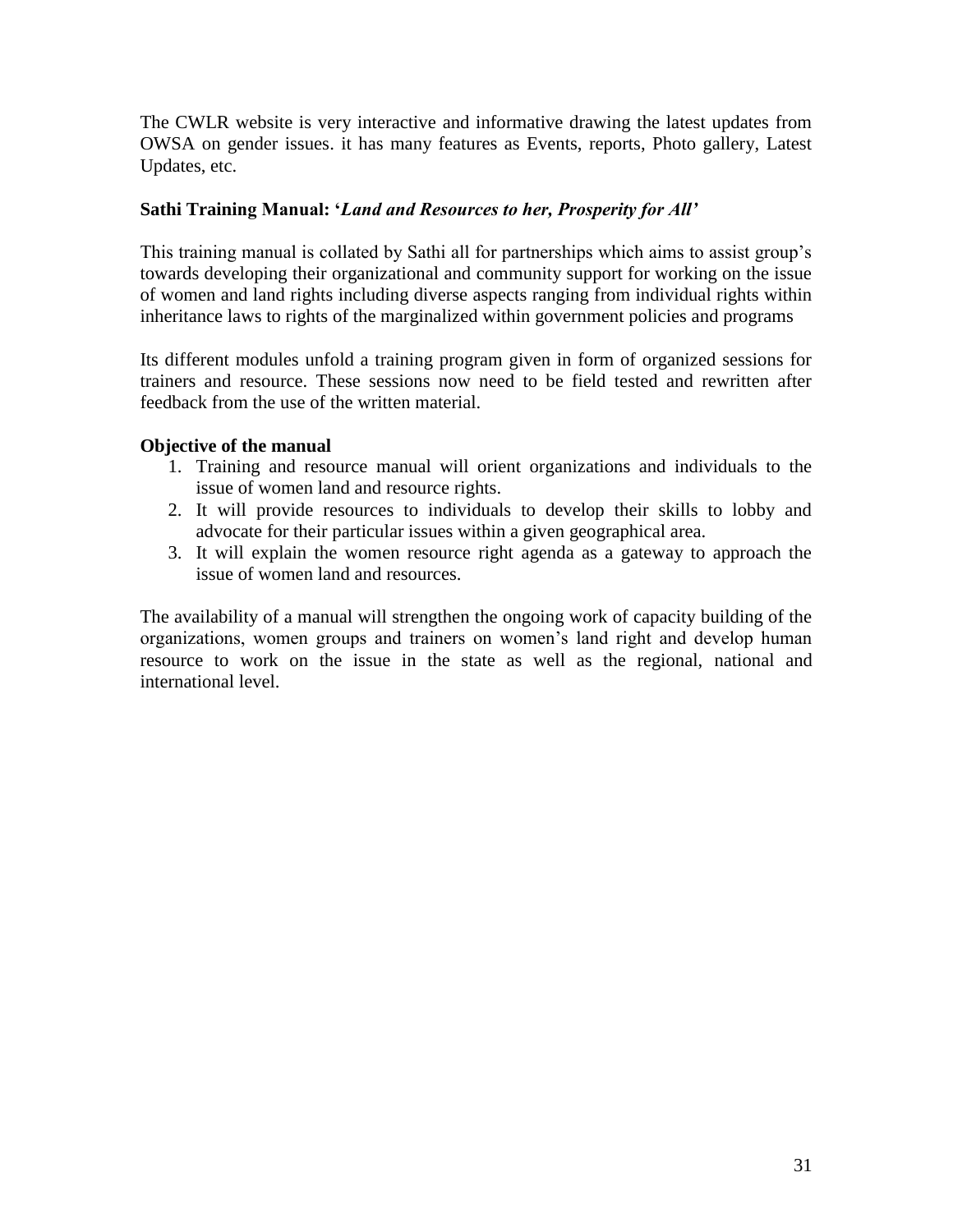The CWLR website is very interactive and informative drawing the latest updates from OWSA on gender issues. it has many features as Events, reports, Photo gallery, Latest Updates, etc.

**Sathi Training Manual: '*Land and Resources to her, Prosperity for All*'**

This training manual is collated by Sathi all for partnerships which aims to assist group's towards developing their organizational and community support for working on the issue of women and land rights including diverse aspects ranging from individual rights within inheritance laws to rights of the marginalized within government policies and programs

Its different modules unfold a training program given in form of organized sessions for trainers and resource. These sessions now need to be field tested and rewritten after feedback from the use of the written material.

**Objective of the manual**

1. Training and resource manual will orient organizations and individuals to the issue of women land and resource rights.
2. It will provide resources to individuals to develop their skills to lobby and advocate for their particular issues within a given geographical area.
3. It will explain the women resource right agenda as a gateway to approach the issue of women land and resources.

The availability of a manual will strengthen the ongoing work of capacity building of the organizations, women groups and trainers on women's land right and develop human resource to work on the issue in the state as well as the regional, national and international level.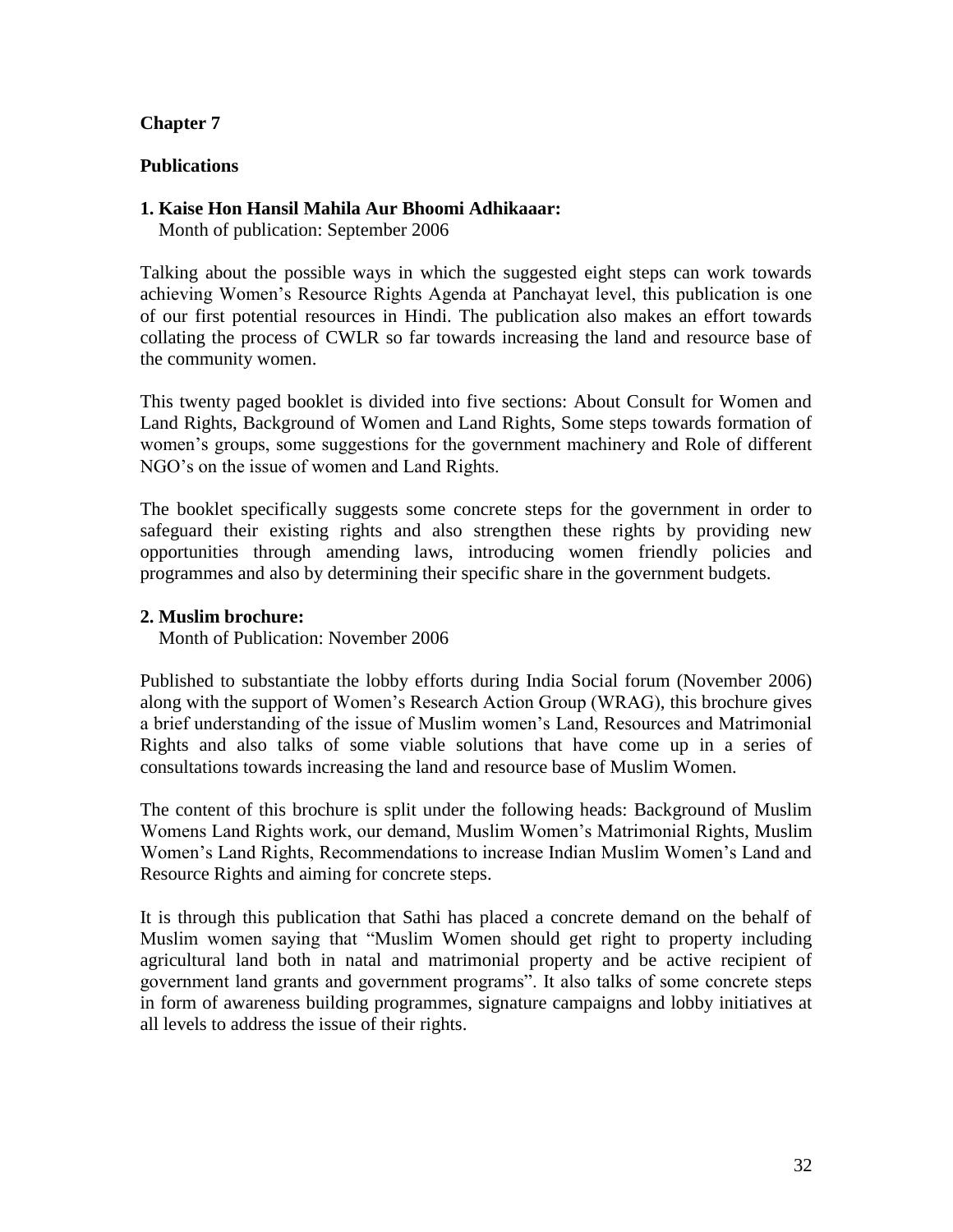## Chapter 7

### Publications

**1. Kaise Hon Hansil Mahila Aur Bhoomi Adhikaaar:**
Month of publication: September 2006

Talking about the possible ways in which the suggested eight steps can work towards achieving Women's Resource Rights Agenda at Panchayat level, this publication is one of our first potential resources in Hindi. The publication also makes an effort towards collating the process of CWLR so far towards increasing the land and resource base of the community women.

This twenty paged booklet is divided into five sections: About Consult for Women and Land Rights, Background of Women and Land Rights, Some steps towards formation of women's groups, some suggestions for the government machinery and Role of different NGO's on the issue of women and Land Rights.

The booklet specifically suggests some concrete steps for the government in order to safeguard their existing rights and also strengthen these rights by providing new opportunities through amending laws, introducing women friendly policies and programmes and also by determining their specific share in the government budgets.

**2. Muslim brochure:**
Month of Publication: November 2006

Published to substantiate the lobby efforts during India Social forum (November 2006) along with the support of Women's Research Action Group (WRAG), this brochure gives a brief understanding of the issue of Muslim women's Land, Resources and Matrimonial Rights and also talks of some viable solutions that have come up in a series of consultations towards increasing the land and resource base of Muslim Women.

The content of this brochure is split under the following heads: Background of Muslim Womens Land Rights work, our demand, Muslim Women's Matrimonial Rights, Muslim Women's Land Rights, Recommendations to increase Indian Muslim Women's Land and Resource Rights and aiming for concrete steps.

It is through this publication that Sathi has placed a concrete demand on the behalf of Muslim women saying that "Muslim Women should get right to property including agricultural land both in natal and matrimonial property and be active recipient of government land grants and government programs". It also talks of some concrete steps in form of awareness building programmes, signature campaigns and lobby initiatives at all levels to address the issue of their rights.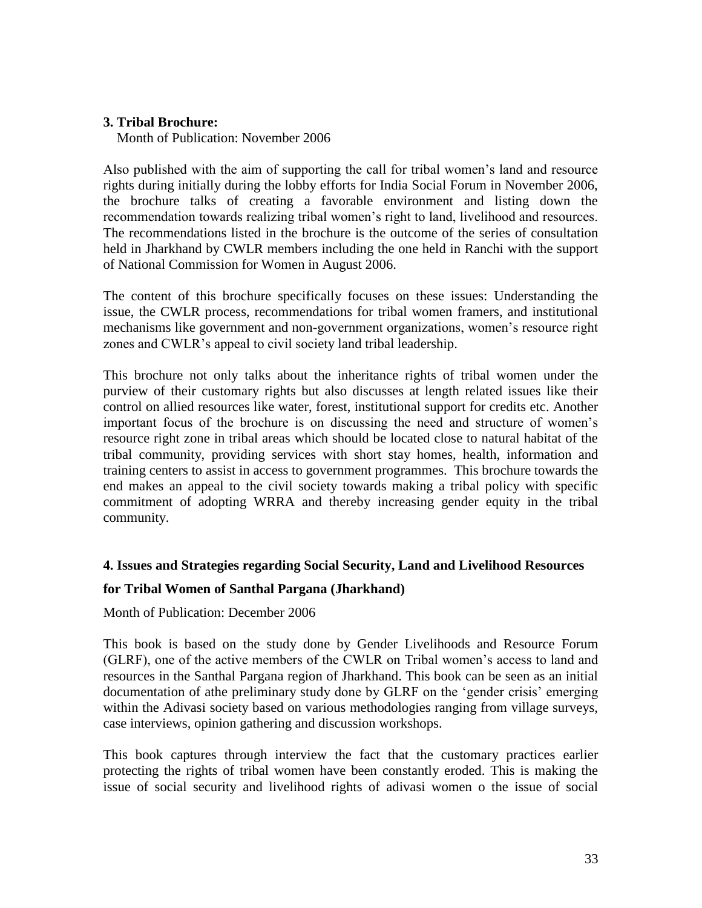**3. Tribal Brochure:**

Month of Publication: November 2006

Also published with the aim of supporting the call for tribal women's land and resource rights during initially during the lobby efforts for India Social Forum in November 2006, the brochure talks of creating a favorable environment and listing down the recommendation towards realizing tribal women's right to land, livelihood and resources. The recommendations listed in the brochure is the outcome of the series of consultation held in Jharkhand by CWLR members including the one held in Ranchi with the support of National Commission for Women in August 2006.

The content of this brochure specifically focuses on these issues: Understanding the issue, the CWLR process, recommendations for tribal women framers, and institutional mechanisms like government and non-government organizations, women's resource right zones and CWLR's appeal to civil society land tribal leadership.

This brochure not only talks about the inheritance rights of tribal women under the purview of their customary rights but also discusses at length related issues like their control on allied resources like water, forest, institutional support for credits etc. Another important focus of the brochure is on discussing the need and structure of women's resource right zone in tribal areas which should be located close to natural habitat of the tribal community, providing services with short stay homes, health, information and training centers to assist in access to government programmes. This brochure towards the end makes an appeal to the civil society towards making a tribal policy with specific commitment of adopting WRRA and thereby increasing gender equity in the tribal community.

**4. Issues and Strategies regarding Social Security, Land and Livelihood Resources for Tribal Women of Santhal Pargana (Jharkhand)**

Month of Publication: December 2006

This book is based on the study done by Gender Livelihoods and Resource Forum (GLRF), one of the active members of the CWLR on Tribal women's access to land and resources in the Santhal Pargana region of Jharkhand. This book can be seen as an initial documentation of athe preliminary study done by GLRF on the 'gender crisis' emerging within the Adivasi society based on various methodologies ranging from village surveys, case interviews, opinion gathering and discussion workshops.

This book captures through interview the fact that the customary practices earlier protecting the rights of tribal women have been constantly eroded. This is making the issue of social security and livelihood rights of adivasi women o the issue of social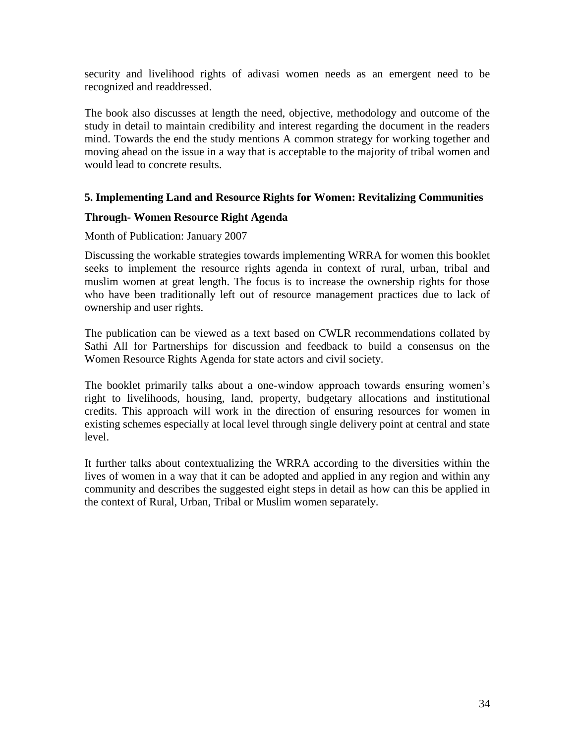security and livelihood rights of adivasi women needs as an emergent need to be recognized and readdressed.

The book also discusses at length the need, objective, methodology and outcome of the study in detail to maintain credibility and interest regarding the document in the readers mind. Towards the end the study mentions A common strategy for working together and moving ahead on the issue in a way that is acceptable to the majority of tribal women and would lead to concrete results.

### 5. Implementing Land and Resource Rights for Women: Revitalizing Communities

### Through- Women Resource Right Agenda

Month of Publication: January 2007

Discussing the workable strategies towards implementing WRRA for women this booklet seeks to implement the resource rights agenda in context of rural, urban, tribal and muslim women at great length. The focus is to increase the ownership rights for those who have been traditionally left out of resource management practices due to lack of ownership and user rights.

The publication can be viewed as a text based on CWLR recommendations collated by Sathi All for Partnerships for discussion and feedback to build a consensus on the Women Resource Rights Agenda for state actors and civil society.

The booklet primarily talks about a one-window approach towards ensuring women's right to livelihoods, housing, land, property, budgetary allocations and institutional credits. This approach will work in the direction of ensuring resources for women in existing schemes especially at local level through single delivery point at central and state level.

It further talks about contextualizing the WRRA according to the diversities within the lives of women in a way that it can be adopted and applied in any region and within any community and describes the suggested eight steps in detail as how can this be applied in the context of Rural, Urban, Tribal or Muslim women separately.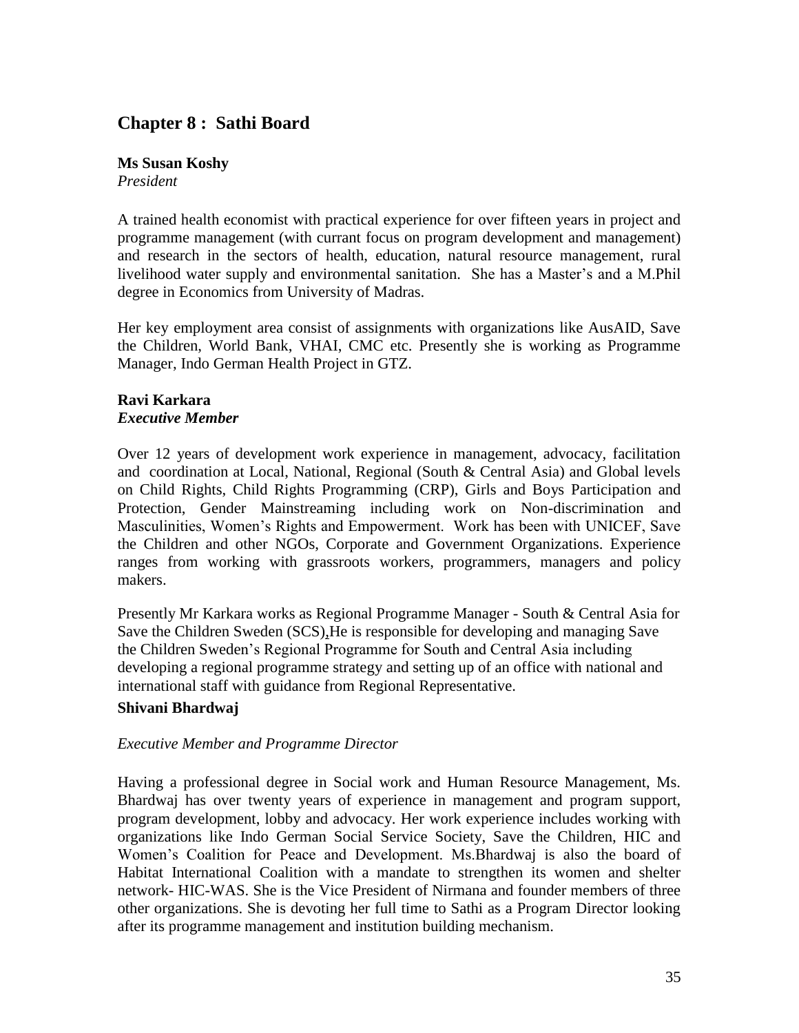## Chapter 8 : Sathi Board

**Ms Susan Koshy**
*President*

A trained health economist with practical experience for over fifteen years in project and programme management (with currant focus on program development and management) and research in the sectors of health, education, natural resource management, rural livelihood water supply and environmental sanitation. She has a Master's and a M.Phil degree in Economics from University of Madras.

Her key employment area consist of assignments with organizations like AusAID, Save the Children, World Bank, VHAI, CMC etc. Presently she is working as Programme Manager, Indo German Health Project in GTZ.

**Ravi Karkara**
***Executive Member***

Over 12 years of development work experience in management, advocacy, facilitation and coordination at Local, National, Regional (South & Central Asia) and Global levels on Child Rights, Child Rights Programming (CRP), Girls and Boys Participation and Protection, Gender Mainstreaming including work on Non-discrimination and Masculinities, Women's Rights and Empowerment. Work has been with UNICEF, Save the Children and other NGOs, Corporate and Government Organizations. Experience ranges from working with grassroots workers, programmers, managers and policy makers.

Presently Mr Karkara works as Regional Programme Manager - South & Central Asia for Save the Children Sweden (SCS),He is responsible for developing and managing Save the Children Sweden's Regional Programme for South and Central Asia including developing a regional programme strategy and setting up of an office with national and international staff with guidance from Regional Representative.

**Shivani Bhardwaj**

*Executive Member and Programme Director*

Having a professional degree in Social work and Human Resource Management, Ms. Bhardwaj has over twenty years of experience in management and program support, program development, lobby and advocacy. Her work experience includes working with organizations like Indo German Social Service Society, Save the Children, HIC and Women's Coalition for Peace and Development. Ms.Bhardwaj is also the board of Habitat International Coalition with a mandate to strengthen its women and shelter network- HIC-WAS. She is the Vice President of Nirmana and founder members of three other organizations. She is devoting her full time to Sathi as a Program Director looking after its programme management and institution building mechanism.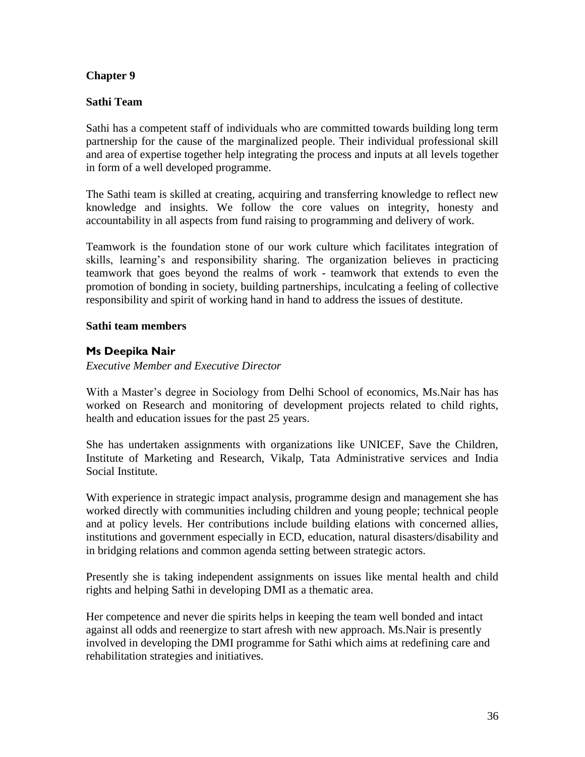# Chapter 9

## Sathi Team

Sathi has a competent staff of individuals who are committed towards building long term partnership for the cause of the marginalized people. Their individual professional skill and area of expertise together help integrating the process and inputs at all levels together in form of a well developed programme.

The Sathi team is skilled at creating, acquiring and transferring knowledge to reflect new knowledge and insights. We follow the core values on integrity, honesty and accountability in all aspects from fund raising to programming and delivery of work.

Teamwork is the foundation stone of our work culture which facilitates integration of skills, learning's and responsibility sharing. The organization believes in practicing teamwork that goes beyond the realms of work - teamwork that extends to even the promotion of bonding in society, building partnerships, inculcating a feeling of collective responsibility and spirit of working hand in hand to address the issues of destitute.

### Sathi team members

#### Ms Deepika Nair

*Executive Member and Executive Director*

With a Master's degree in Sociology from Delhi School of economics, Ms.Nair has has worked on Research and monitoring of development projects related to child rights, health and education issues for the past 25 years.

She has undertaken assignments with organizations like UNICEF, Save the Children, Institute of Marketing and Research, Vikalp, Tata Administrative services and India Social Institute.

With experience in strategic impact analysis, programme design and management she has worked directly with communities including children and young people; technical people and at policy levels. Her contributions include building elations with concerned allies, institutions and government especially in ECD, education, natural disasters/disability and in bridging relations and common agenda setting between strategic actors.

Presently she is taking independent assignments on issues like mental health and child rights and helping Sathi in developing DMI as a thematic area.

Her competence and never die spirits helps in keeping the team well bonded and intact against all odds and reenergize to start afresh with new approach. Ms.Nair is presently involved in developing the DMI programme for Sathi which aims at redefining care and rehabilitation strategies and initiatives.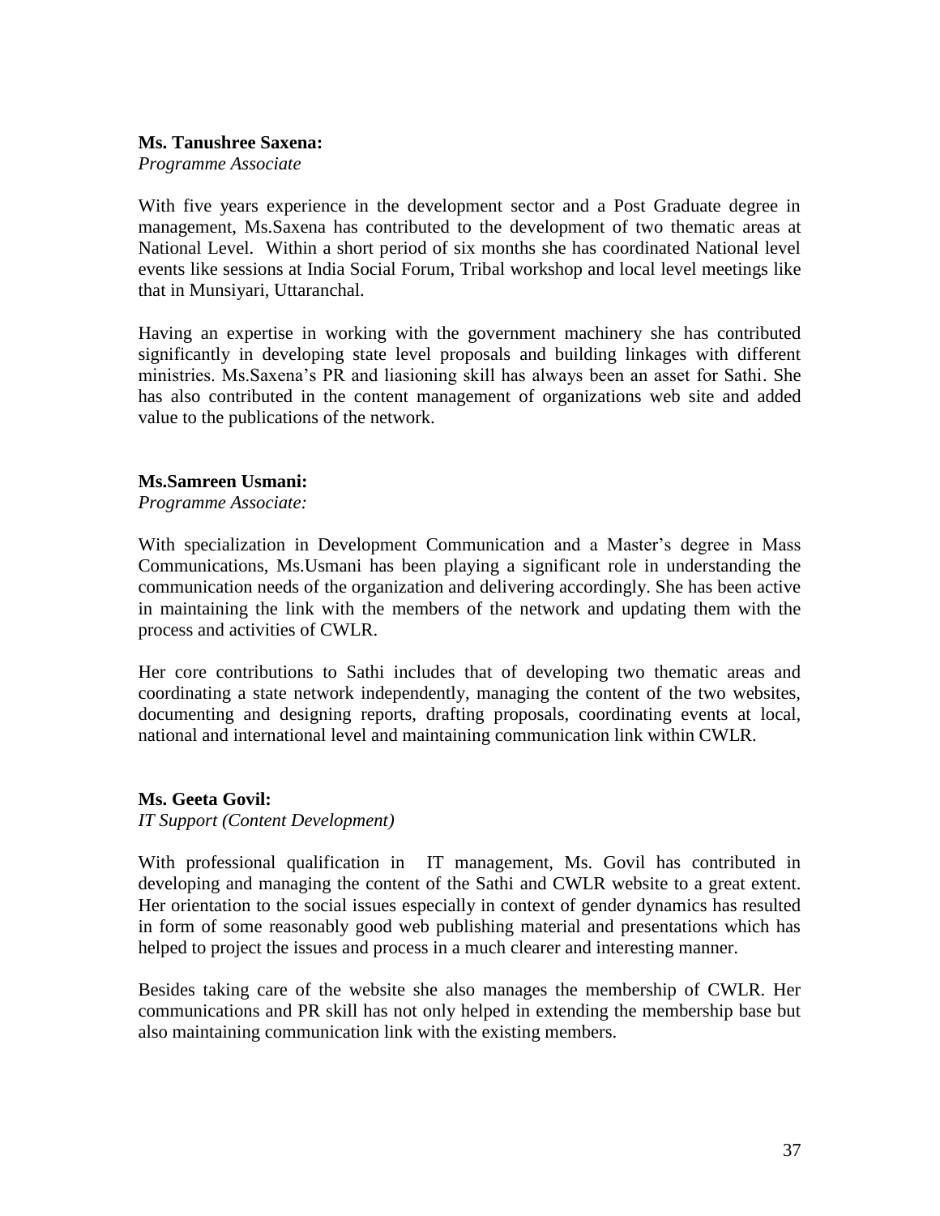**Ms. Tanushree Saxena:**

*Programme Associate*

With five years experience in the development sector and a Post Graduate degree in management, Ms.Saxena has contributed to the development of two thematic areas at National Level. Within a short period of six months she has coordinated National level events like sessions at India Social Forum, Tribal workshop and local level meetings like that in Munsiyari, Uttaranchal.

Having an expertise in working with the government machinery she has contributed significantly in developing state level proposals and building linkages with different ministries. Ms.Saxena's PR and liasioning skill has always been an asset for Sathi. She has also contributed in the content management of organizations web site and added value to the publications of the network.

**Ms.Samreen Usmani:**

*Programme Associate:*

With specialization in Development Communication and a Master's degree in Mass Communications, Ms.Usmani has been playing a significant role in understanding the communication needs of the organization and delivering accordingly. She has been active in maintaining the link with the members of the network and updating them with the process and activities of CWLR.

Her core contributions to Sathi includes that of developing two thematic areas and coordinating a state network independently, managing the content of the two websites, documenting and designing reports, drafting proposals, coordinating events at local, national and international level and maintaining communication link within CWLR.

**Ms. Geeta Govil:**

*IT Support (Content Development)*

With professional qualification in IT management, Ms. Govil has contributed in developing and managing the content of the Sathi and CWLR website to a great extent. Her orientation to the social issues especially in context of gender dynamics has resulted in form of some reasonably good web publishing material and presentations which has helped to project the issues and process in a much clearer and interesting manner.

Besides taking care of the website she also manages the membership of CWLR. Her communications and PR skill has not only helped in extending the membership base but also maintaining communication link with the existing members.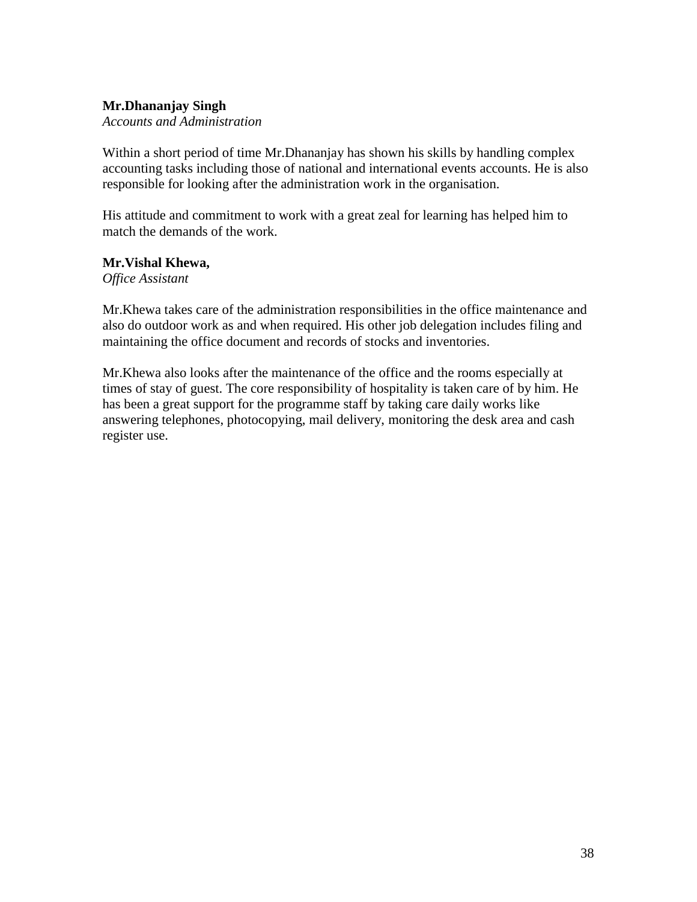**Mr.Dhananjay Singh**
*Accounts and Administration*

Within a short period of time Mr.Dhananjay has shown his skills by handling complex accounting tasks including those of national and international events accounts. He is also responsible for looking after the administration work in the organisation.

His attitude and commitment to work with a great zeal for learning has helped him to match the demands of the work.

**Mr.Vishal Khewa,**
*Office Assistant*

Mr.Khewa takes care of the administration responsibilities in the office maintenance and also do outdoor work as and when required. His other job delegation includes filing and maintaining the office document and records of stocks and inventories.

Mr.Khewa also looks after the maintenance of the office and the rooms especially at times of stay of guest. The core responsibility of hospitality is taken care of by him. He has been a great support for the programme staff by taking care daily works like answering telephones, photocopying, mail delivery, monitoring the desk area and cash register use.